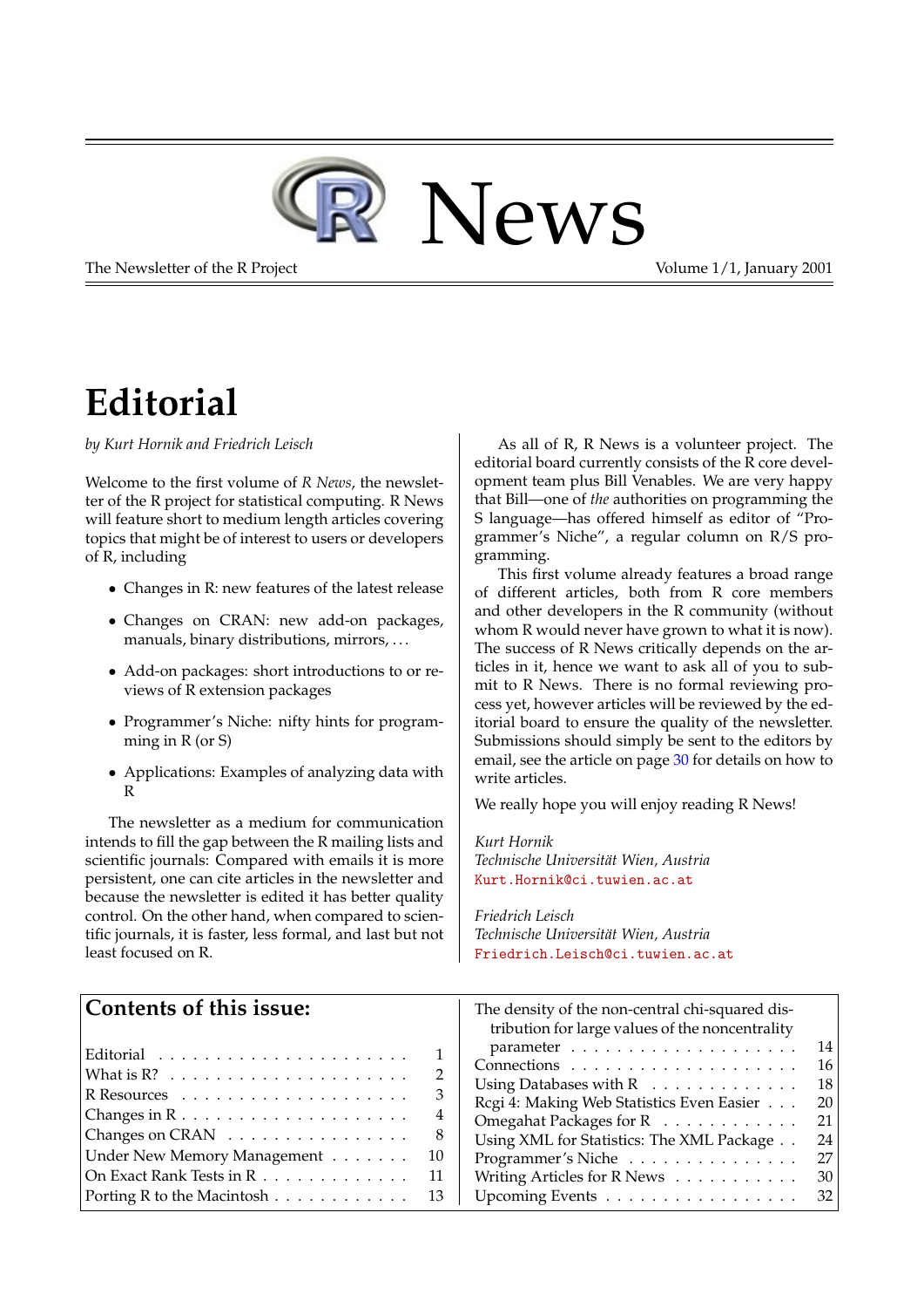# R News

The Newsletter of the R Project

Volume 1/1, January 2001

## Editorial

*by Kurt Hornik and Friedrich Leisch*

Welcome to the first volume of *R News*, the newsletter of the R project for statistical computing. R News will feature short to medium length articles covering topics that might be of interest to users or developers of R, including

- Changes in R: new features of the latest release
- Changes on CRAN: new add-on packages, manuals, binary distributions, mirrors, ...
- Add-on packages: short introductions to or reviews of R extension packages
- Programmer's Niche: nifty hints for programming in R (or S)
- Applications: Examples of analyzing data with R

The newsletter as a medium for communication intends to fill the gap between the R mailing lists and scientific journals: Compared with emails it is more persistent, one can cite articles in the newsletter and because the newsletter is edited it has better quality control. On the other hand, when compared to scientific journals, it is faster, less formal, and last but not least focused on R.

As all of R, R News is a volunteer project. The editorial board currently consists of the R core development team plus Bill Venables. We are very happy that Bill—one of *the* authorities on programming the S language—has offered himself as editor of "Programmer's Niche", a regular column on R/S programming.

This first volume already features a broad range of different articles, both from R core members and other developers in the R community (without whom R would never have grown to what it is now). The success of R News critically depends on the articles in it, hence we want to ask all of you to submit to R News. There is no formal reviewing process yet, however articles will be reviewed by the editorial board to ensure the quality of the newsletter. Submissions should simply be sent to the editors by email, see the article on page 30 for details on how to write articles.

We really hope you will enjoy reading R News!

*Kurt Hornik*
*Technische Universität Wien, Austria*
Kurt.Hornik@ci.tuwien.ac.at

*Friedrich Leisch*
*Technische Universität Wien, Austria*
Friedrich.Leisch@ci.tuwien.ac.at

### Contents of this issue:

| | |
|---|---|
| Editorial | 1 |
| What is R? | 2 |
| R Resources | 3 |
| Changes in R | 4 |
| Changes on CRAN | 8 |
| Under New Memory Management | 10 |
| On Exact Rank Tests in R | 11 |
| Porting R to the Macintosh | 13 |
| The density of the non-central chi-squared distribution for large values of the noncentrality parameter | 14 |
| Connections | 16 |
| Using Databases with R | 18 |
| Rcgi 4: Making Web Statistics Even Easier | 20 |
| Omegahat Packages for R | 21 |
| Using XML for Statistics: The XML Package | 24 |
| Programmer's Niche | 27 |
| Writing Articles for R News | 30 |
| Upcoming Events | 32 |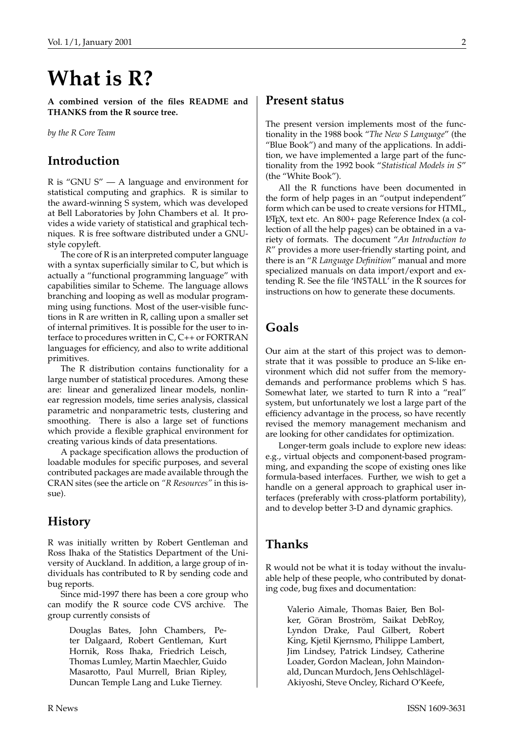# What is R?

**A combined version of the files README and THANKS from the R source tree.**

*by the R Core Team*

## Introduction

R is "GNU S" — A language and environment for statistical computing and graphics. R is similar to the award-winning S system, which was developed at Bell Laboratories by John Chambers et al. It provides a wide variety of statistical and graphical techniques. R is free software distributed under a GNU-style copyleft.

The core of R is an interpreted computer language with a syntax superficially similar to C, but which is actually a "functional programming language" with capabilities similar to Scheme. The language allows branching and looping as well as modular programming using functions. Most of the user-visible functions in R are written in R, calling upon a smaller set of internal primitives. It is possible for the user to interface to procedures written in C, C++ or FORTRAN languages for efficiency, and also to write additional primitives.

The R distribution contains functionality for a large number of statistical procedures. Among these are: linear and generalized linear models, nonlinear regression models, time series analysis, classical parametric and nonparametric tests, clustering and smoothing. There is also a large set of functions which provide a flexible graphical environment for creating various kinds of data presentations.

A package specification allows the production of loadable modules for specific purposes, and several contributed packages are made available through the CRAN sites (see the article on *"R Resources"* in this issue).

## History

R was initially written by Robert Gentleman and Ross Ihaka of the Statistics Department of the University of Auckland. In addition, a large group of individuals has contributed to R by sending code and bug reports.

Since mid-1997 there has been a core group who can modify the R source code CVS archive. The group currently consists of

> Douglas Bates, John Chambers, Peter Dalgaard, Robert Gentleman, Kurt Hornik, Ross Ihaka, Friedrich Leisch, Thomas Lumley, Martin Maechler, Guido Masarotto, Paul Murrell, Brian Ripley, Duncan Temple Lang and Luke Tierney.

## Present status

The present version implements most of the functionality in the 1988 book "*The New S Language*" (the "Blue Book") and many of the applications. In addition, we have implemented a large part of the functionality from the 1992 book "*Statistical Models in S*" (the "White Book").

All the R functions have been documented in the form of help pages in an "output independent" form which can be used to create versions for HTML, LaTeX, text etc. An 800+ page Reference Index (a collection of all the help pages) can be obtained in a variety of formats. The document "*An Introduction to R*" provides a more user-friendly starting point, and there is an "*R Language Definition*" manual and more specialized manuals on data import/export and extending R. See the file 'INSTALL' in the R sources for instructions on how to generate these documents.

## Goals

Our aim at the start of this project was to demonstrate that it was possible to produce an S-like environment which did not suffer from the memory-demands and performance problems which S has. Somewhat later, we started to turn R into a "real" system, but unfortunately we lost a large part of the efficiency advantage in the process, so have recently revised the memory management mechanism and are looking for other candidates for optimization.

Longer-term goals include to explore new ideas: e.g., virtual objects and component-based programming, and expanding the scope of existing ones like formula-based interfaces. Further, we wish to get a handle on a general approach to graphical user interfaces (preferably with cross-platform portability), and to develop better 3-D and dynamic graphics.

## Thanks

R would not be what it is today without the invaluable help of these people, who contributed by donating code, bug fixes and documentation:

> Valerio Aimale, Thomas Baier, Ben Bolker, Göran Broström, Saikat DebRoy, Lyndon Drake, Paul Gilbert, Robert King, Kjetil Kjernsmo, Philippe Lambert, Jim Lindsey, Patrick Lindsey, Catherine Loader, Gordon Maclean, John Maindonald, Duncan Murdoch, Jens Oehlschlägel-Akiyoshi, Steve Oncley, Richard O'Keefe,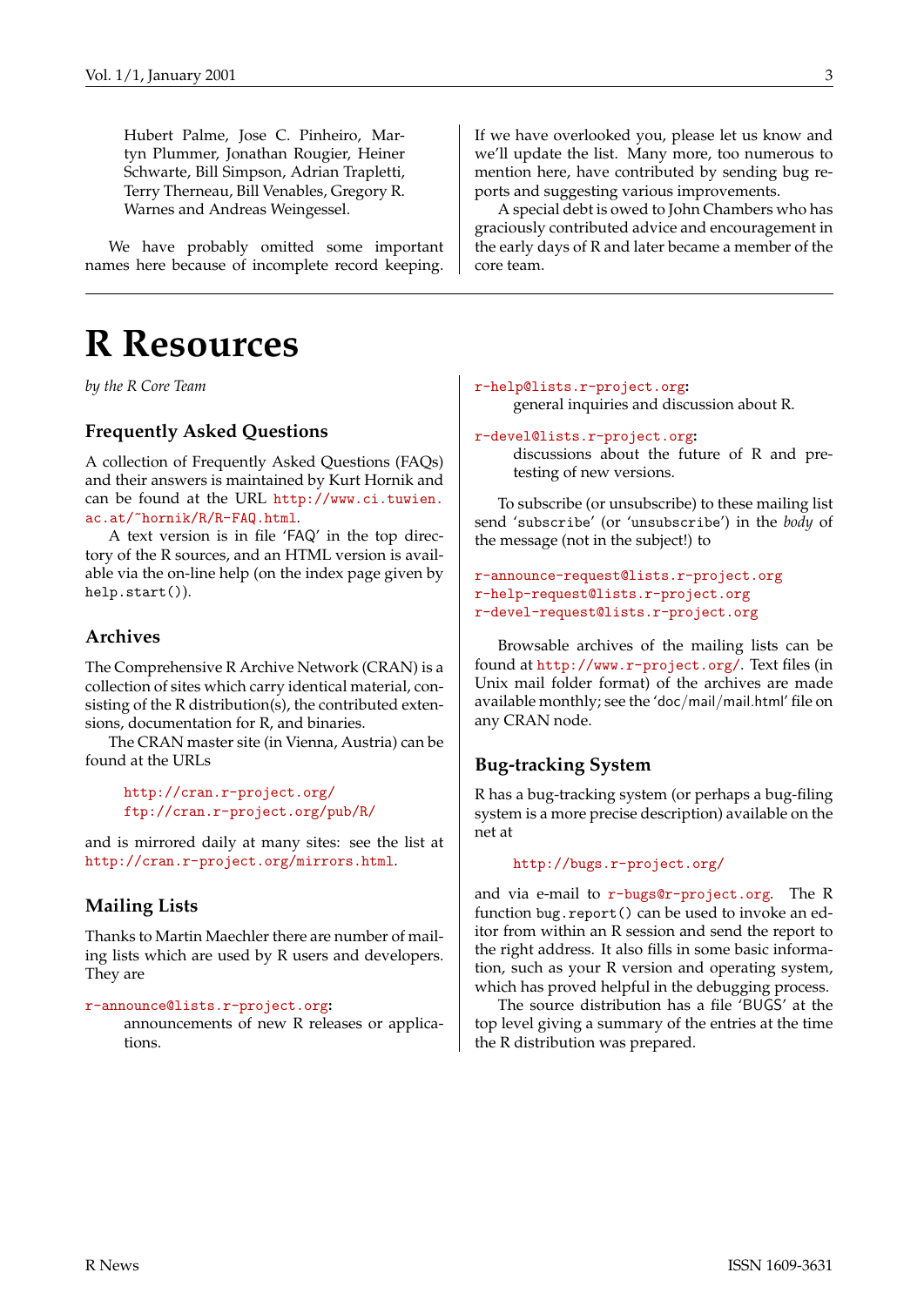Hubert Palme, Jose C. Pinheiro, Martyn Plummer, Jonathan Rougier, Heiner Schwarte, Bill Simpson, Adrian Trapletti, Terry Therneau, Bill Venables, Gregory R. Warnes and Andreas Weingessel.

We have probably omitted some important names here because of incomplete record keeping. If we have overlooked you, please let us know and we'll update the list. Many more, too numerous to mention here, have contributed by sending bug reports and suggesting various improvements.

A special debt is owed to John Chambers who has graciously contributed advice and encouragement in the early days of R and later became a member of the core team.

# R Resources

*by the R Core Team*

## Frequently Asked Questions

A collection of Frequently Asked Questions (FAQs) and their answers is maintained by Kurt Hornik and can be found at the URL http://www.ci.tuwien.ac.at/~hornik/R/R-FAQ.html.

A text version is in file 'FAQ' in the top directory of the R sources, and an HTML version is available via the on-line help (on the index page given by `help.start()`).

## Archives

The Comprehensive R Archive Network (CRAN) is a collection of sites which carry identical material, consisting of the R distribution(s), the contributed extensions, documentation for R, and binaries.

The CRAN master site (in Vienna, Austria) can be found at the URLs

http://cran.r-project.org/
ftp://cran.r-project.org/pub/R/

and is mirrored daily at many sites: see the list at http://cran.r-project.org/mirrors.html.

## Mailing Lists

Thanks to Martin Maechler there are number of mailing lists which are used by R users and developers. They are

r-announce@lists.r-project.org:
: announcements of new R releases or applications.

r-help@lists.r-project.org:
: general inquiries and discussion about R.

r-devel@lists.r-project.org:
: discussions about the future of R and pre-testing of new versions.

To subscribe (or unsubscribe) to these mailing list send '`subscribe`' (or '`unsubscribe`') in the *body* of the message (not in the subject!) to

r-announce-request@lists.r-project.org
r-help-request@lists.r-project.org
r-devel-request@lists.r-project.org

Browsable archives of the mailing lists can be found at http://www.r-project.org/. Text files (in Unix mail folder format) of the archives are made available monthly; see the 'doc/mail/mail.html' file on any CRAN node.

## Bug-tracking System

R has a bug-tracking system (or perhaps a bug-filing system is a more precise description) available on the net at

http://bugs.r-project.org/

and via e-mail to r-bugs@r-project.org. The R function `bug.report()` can be used to invoke an editor from within an R session and send the report to the right address. It also fills in some basic information, such as your R version and operating system, which has proved helpful in the debugging process.

The source distribution has a file 'BUGS' at the top level giving a summary of the entries at the time the R distribution was prepared.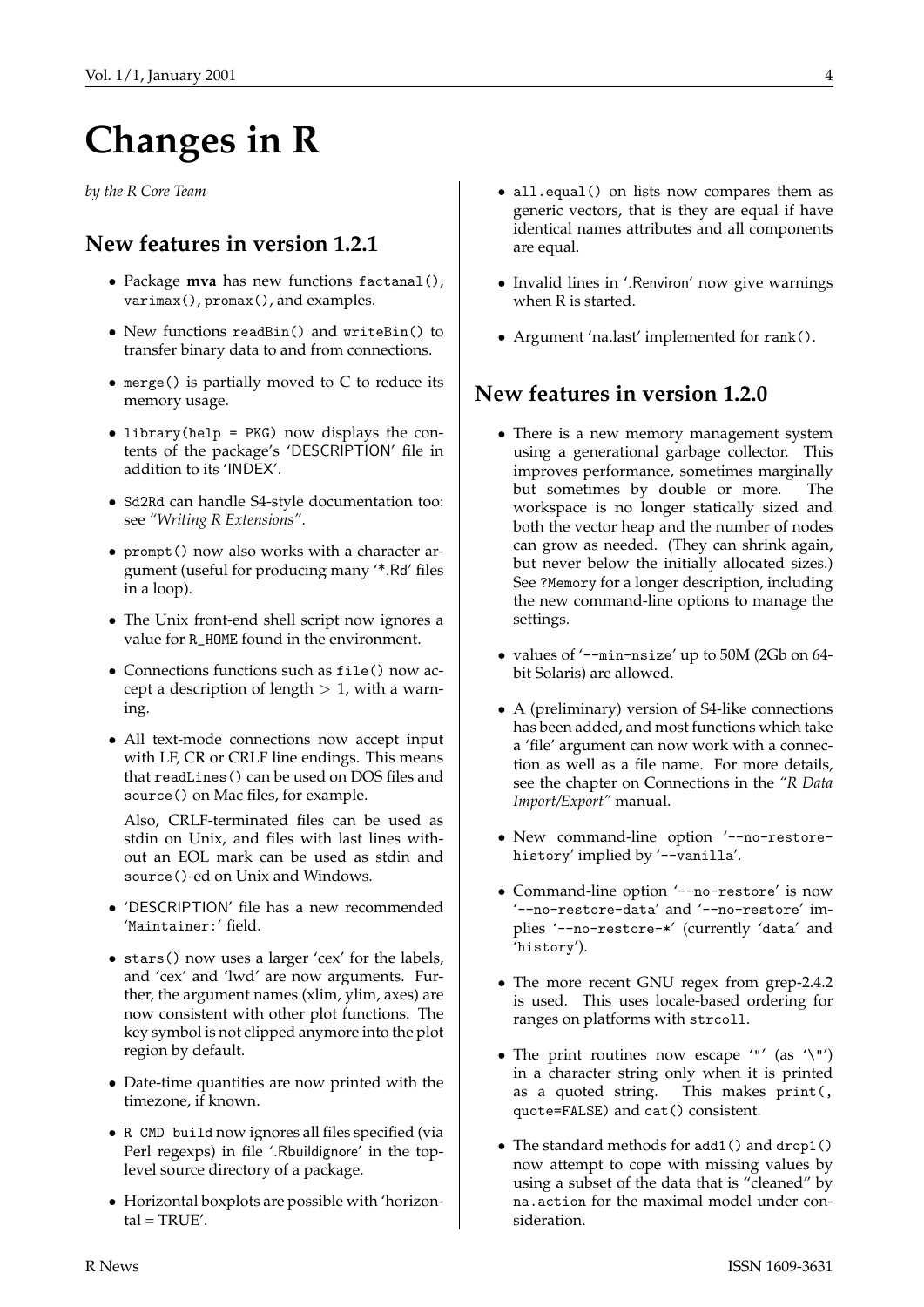# Changes in R

*by the R Core Team*

## New features in version 1.2.1

- Package **mva** has new functions `factanal()`, `varimax()`, `promax()`, and examples.
- New functions `readBin()` and `writeBin()` to transfer binary data to and from connections.
- `merge()` is partially moved to C to reduce its memory usage.
- `library(help = PKG)` now displays the contents of the package's 'DESCRIPTION' file in addition to its 'INDEX'.
- `Sd2Rd` can handle S4-style documentation too: see *"Writing R Extensions"*.
- `prompt()` now also works with a character argument (useful for producing many '*.Rd' files in a loop).
- The Unix front-end shell script now ignores a value for `R_HOME` found in the environment.
- Connections functions such as `file()` now accept a description of length $> 1$, with a warning.
- All text-mode connections now accept input with LF, CR or CRLF line endings. This means that `readLines()` can be used on DOS files and `source()` on Mac files, for example.

  Also, CRLF-terminated files can be used as stdin on Unix, and files with last lines without an EOL mark can be used as stdin and `source()`-ed on Unix and Windows.
- 'DESCRIPTION' file has a new recommended '`Maintainer:`' field.
- `stars()` now uses a larger 'cex' for the labels, and 'cex' and 'lwd' are now arguments. Further, the argument names (xlim, ylim, axes) are now consistent with other plot functions. The key symbol is not clipped anymore into the plot region by default.
- Date-time quantities are now printed with the timezone, if known.
- `R CMD build` now ignores all files specified (via Perl regexps) in file '.Rbuildignore' in the top-level source directory of a package.
- Horizontal boxplots are possible with 'horizontal = TRUE'.
- `all.equal()` on lists now compares them as generic vectors, that is they are equal if have identical names attributes and all components are equal.
- Invalid lines in '.Renviron' now give warnings when R is started.
- Argument 'na.last' implemented for `rank()`.

## New features in version 1.2.0

- There is a new memory management system using a generational garbage collector. This improves performance, sometimes marginally but sometimes by double or more. The workspace is no longer statically sized and both the vector heap and the number of nodes can grow as needed. (They can shrink again, but never below the initially allocated sizes.) See `?Memory` for a longer description, including the new command-line options to manage the settings.
- values of '`--min-nsize`' up to 50M (2Gb on 64-bit Solaris) are allowed.
- A (preliminary) version of S4-like connections has been added, and most functions which take a 'file' argument can now work with a connection as well as a file name. For more details, see the chapter on Connections in the *"R Data Import/Export"* manual.
- New command-line option '`--no-restore-history`' implied by '`--vanilla`'.
- Command-line option '`--no-restore`' is now '`--no-restore-data`' and '`--no-restore`' implies '`--no-restore-*`' (currently '`data`' and '`history`').
- The more recent GNU regex from grep-2.4.2 is used. This uses locale-based ordering for ranges on platforms with `strcoll`.
- The print routines now escape '`"`' (as '`\"`') in a character string only when it is printed as a quoted string. This makes `print(, quote=FALSE)` and `cat()` consistent.
- The standard methods for `add1()` and `drop1()` now attempt to cope with missing values by using a subset of the data that is "cleaned" by `na.action` for the maximal model under consideration.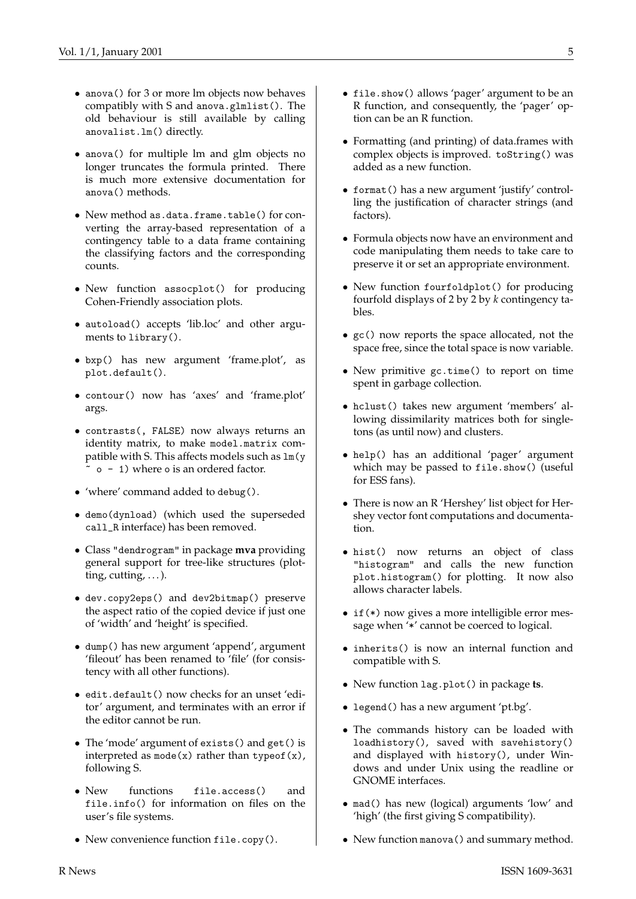- anova() for 3 or more lm objects now behaves compatibly with S and anova.glmlist(). The old behaviour is still available by calling anovalist.lm() directly.

- anova() for multiple lm and glm objects no longer truncates the formula printed. There is much more extensive documentation for anova() methods.

- New method as.data.frame.table() for converting the array-based representation of a contingency table to a data frame containing the classifying factors and the corresponding counts.

- New function assocplot() for producing Cohen-Friendly association plots.

- autoload() accepts 'lib.loc' and other arguments to library().

- bxp() has new argument 'frame.plot', as plot.default().

- contour() now has 'axes' and 'frame.plot' args.

- contrasts(, FALSE) now always returns an identity matrix, to make model.matrix compatible with S. This affects models such as lm(y ~ o - 1) where o is an ordered factor.

- 'where' command added to debug().

- demo(dynload) (which used the superseded call_R interface) has been removed.

- Class "dendrogram" in package **mva** providing general support for tree-like structures (plotting, cutting, ...).

- dev.copy2eps() and dev2bitmap() preserve the aspect ratio of the copied device if just one of 'width' and 'height' is specified.

- dump() has new argument 'append', argument 'fileout' has been renamed to 'file' (for consistency with all other functions).

- edit.default() now checks for an unset 'editor' argument, and terminates with an error if the editor cannot be run.

- The 'mode' argument of exists() and get() is interpreted as mode(x) rather than typeof(x), following S.

- New functions file.access() and file.info() for information on files on the user's file systems.

- New convenience function file.copy().

- file.show() allows 'pager' argument to be an R function, and consequently, the 'pager' option can be an R function.

- Formatting (and printing) of data.frames with complex objects is improved. toString() was added as a new function.

- format() has a new argument 'justify' controlling the justification of character strings (and factors).

- Formula objects now have an environment and code manipulating them needs to take care to preserve it or set an appropriate environment.

- New function fourfoldplot() for producing fourfold displays of 2 by 2 by *k* contingency tables.

- gc() now reports the space allocated, not the space free, since the total space is now variable.

- New primitive gc.time() to report on time spent in garbage collection.

- hclust() takes new argument 'members' allowing dissimilarity matrices both for singletons (as until now) and clusters.

- help() has an additional 'pager' argument which may be passed to file.show() (useful for ESS fans).

- There is now an R 'Hershey' list object for Hershey vector font computations and documentation.

- hist() now returns an object of class "histogram" and calls the new function plot.histogram() for plotting. It now also allows character labels.

- if(*) now gives a more intelligible error message when '*' cannot be coerced to logical.

- inherits() is now an internal function and compatible with S.

- New function lag.plot() in package **ts**.

- legend() has a new argument 'pt.bg'.

- The commands history can be loaded with loadhistory(), saved with savehistory() and displayed with history(), under Windows and under Unix using the readline or GNOME interfaces.

- mad() has new (logical) arguments 'low' and 'high' (the first giving S compatibility).

- New function manova() and summary method.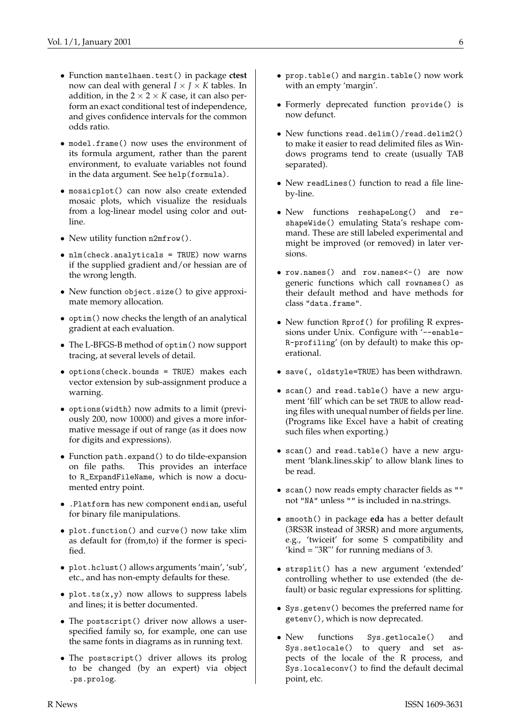- Function `mantelhaen.test()` in package **ctest** now can deal with general $I \times J \times K$ tables. In addition, in the $2 \times 2 \times K$ case, it can also perform an exact conditional test of independence, and gives confidence intervals for the common odds ratio.

- `model.frame()` now uses the environment of its formula argument, rather than the parent environment, to evaluate variables not found in the data argument. See `help(formula)`.

- `mosaicplot()` can now also create extended mosaic plots, which visualize the residuals from a log-linear model using color and outline.

- New utility function `n2mfrow()`.

- `nlm(check.analyticals = TRUE)` now warns if the supplied gradient and/or hessian are of the wrong length.

- New function `object.size()` to give approximate memory allocation.

- `optim()` now checks the length of an analytical gradient at each evaluation.

- The L-BFGS-B method of `optim()` now support tracing, at several levels of detail.

- `options(check.bounds = TRUE)` makes each vector extension by sub-assignment produce a warning.

- `options(width)` now admits to a limit (previously 200, now 10000) and gives a more informative message if out of range (as it does now for digits and expressions).

- Function `path.expand()` to do tilde-expansion on file paths. This provides an interface to `R_ExpandFileName`, which is now a documented entry point.

- `.Platform` has new component `endian`, useful for binary file manipulations.

- `plot.function()` and `curve()` now take xlim as default for (from,to) if the former is specified.

- `plot.hclust()` allows arguments 'main', 'sub', etc., and has non-empty defaults for these.

- `plot.ts(x,y)` now allows to suppress labels and lines; it is better documented.

- The `postscript()` driver now allows a user-specified family so, for example, one can use the same fonts in diagrams as in running text.

- The `postscript()` driver allows its prolog to be changed (by an expert) via object `.ps.prolog`.

- `prop.table()` and `margin.table()` now work with an empty 'margin'.

- Formerly deprecated function `provide()` is now defunct.

- New functions `read.delim()`/`read.delim2()` to make it easier to read delimited files as Windows programs tend to create (usually TAB separated).

- New `readLines()` function to read a file line-by-line.

- New functions `reshapeLong()` and `reshapeWide()` emulating Stata's reshape command. These are still labeled experimental and might be improved (or removed) in later versions.

- `row.names()` and `row.names<-()` are now generic functions which call `rownames()` as their default method and have methods for class `"data.frame"`.

- New function `Rprof()` for profiling R expressions under Unix. Configure with '`--enable-R-profiling`' (on by default) to make this operational.

- `save(, oldstyle=TRUE)` has been withdrawn.

- `scan()` and `read.table()` have a new argument 'fill' which can be set `TRUE` to allow reading files with unequal number of fields per line. (Programs like Excel have a habit of creating such files when exporting.)

- `scan()` and `read.table()` have a new argument 'blank.lines.skip' to allow blank lines to be read.

- `scan()` now reads empty character fields as `""` not `"NA"` unless `""` is included in na.strings.

- `smooth()` in package **eda** has a better default (3RS3R instead of 3RSR) and more arguments, e.g., 'twiceit' for some S compatibility and 'kind = "3R"' for running medians of 3.

- `strsplit()` has a new argument 'extended' controlling whether to use extended (the default) or basic regular expressions for splitting.

- `Sys.getenv()` becomes the preferred name for `getenv()`, which is now deprecated.

- New functions `Sys.getlocale()` and `Sys.setlocale()` to query and set aspects of the locale of the R process, and `Sys.localeconv()` to find the default decimal point, etc.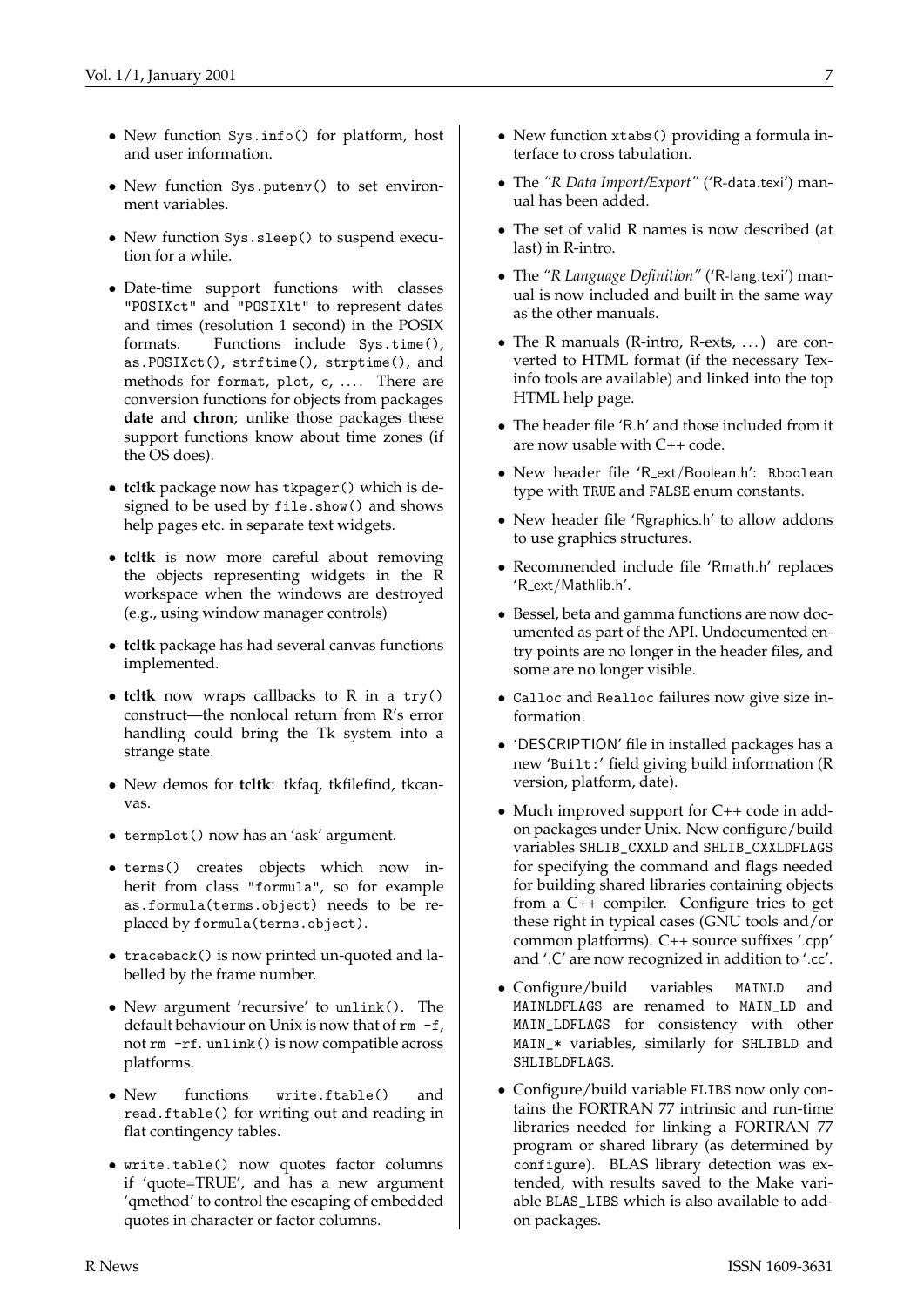- New function `Sys.info()` for platform, host and user information.
- New function `Sys.putenv()` to set environment variables.
- New function `Sys.sleep()` to suspend execution for a while.
- Date-time support functions with classes `"POSIXct"` and `"POSIXlt"` to represent dates and times (resolution 1 second) in the POSIX formats. Functions include `Sys.time()`, `as.POSIXct()`, `strftime()`, `strptime()`, and methods for `format`, `plot`, `c`, .... There are conversion functions for objects from packages **date** and **chron**; unlike those packages these support functions know about time zones (if the OS does).
- **tcltk** package now has `tkpager()` which is designed to be used by `file.show()` and shows help pages etc. in separate text widgets.
- **tcltk** is now more careful about removing the objects representing widgets in the R workspace when the windows are destroyed (e.g., using window manager controls)
- **tcltk** package has had several canvas functions implemented.
- **tcltk** now wraps callbacks to R in a `try()` construct—the nonlocal return from R's error handling could bring the Tk system into a strange state.
- New demos for **tcltk**: tkfaq, tkfilefind, tkcanvas.
- `termplot()` now has an 'ask' argument.
- `terms()` creates objects which now inherit from class `"formula"`, so for example `as.formula(terms.object)` needs to be replaced by `formula(terms.object)`.
- `traceback()` is now printed un-quoted and labelled by the frame number.
- New argument 'recursive' to `unlink()`. The default behaviour on Unix is now that of `rm -f`, not `rm -rf`. `unlink()` is now compatible across platforms.
- New functions `write.ftable()` and `read.ftable()` for writing out and reading in flat contingency tables.
- `write.table()` now quotes factor columns if 'quote=TRUE', and has a new argument 'qmethod' to control the escaping of embedded quotes in character or factor columns.
- New function `xtabs()` providing a formula interface to cross tabulation.
- The *"R Data Import/Export"* ('R-data.texi') manual has been added.
- The set of valid R names is now described (at last) in R-intro.
- The *"R Language Definition"* ('R-lang.texi') manual is now included and built in the same way as the other manuals.
- The R manuals (R-intro, R-exts, ...) are converted to HTML format (if the necessary Texinfo tools are available) and linked into the top HTML help page.
- The header file 'R.h' and those included from it are now usable with C++ code.
- New header file 'R_ext/Boolean.h': `Rboolean` type with `TRUE` and `FALSE` enum constants.
- New header file 'Rgraphics.h' to allow addons to use graphics structures.
- Recommended include file 'Rmath.h' replaces 'R_ext/Mathlib.h'.
- Bessel, beta and gamma functions are now documented as part of the API. Undocumented entry points are no longer in the header files, and some are no longer visible.
- `Calloc` and `Realloc` failures now give size information.
- 'DESCRIPTION' file in installed packages has a new '`Built:`' field giving build information (R version, platform, date).
- Much improved support for C++ code in add-on packages under Unix. New configure/build variables `SHLIB_CXXLD` and `SHLIB_CXXLDFLAGS` for specifying the command and flags needed for building shared libraries containing objects from a C++ compiler. Configure tries to get these right in typical cases (GNU tools and/or common platforms). C++ source suffixes '.cpp' and '.C' are now recognized in addition to '.cc'.
- Configure/build variables `MAINLD` and `MAINLDFLAGS` are renamed to `MAIN_LD` and `MAIN_LDFLAGS` for consistency with other `MAIN_*` variables, similarly for `SHLIBLD` and `SHLIBLDFLAGS`.
- Configure/build variable `FLIBS` now only contains the FORTRAN 77 intrinsic and run-time libraries needed for linking a FORTRAN 77 program or shared library (as determined by `configure`). BLAS library detection was extended, with results saved to the Make variable `BLAS_LIBS` which is also available to add-on packages.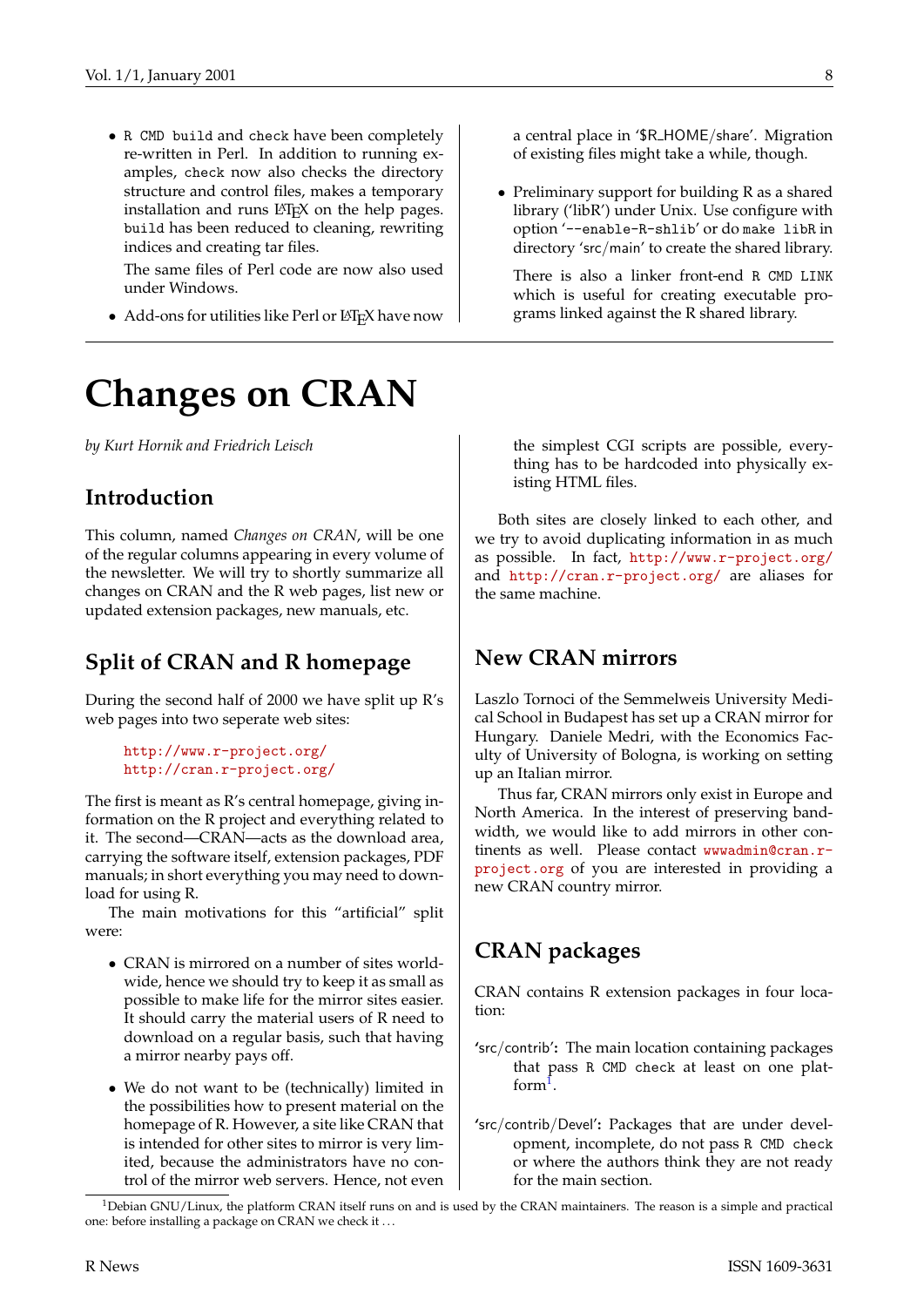- R CMD build and check have been completely re-written in Perl. In addition to running examples, check now also checks the directory structure and control files, makes a temporary installation and runs LaTeX on the help pages. build has been reduced to cleaning, rewriting indices and creating tar files.

  The same files of Perl code are now also used under Windows.

- Add-ons for utilities like Perl or LaTeX have now a central place in '$R_HOME/share'. Migration of existing files might take a while, though.

- Preliminary support for building R as a shared library ('libR') under Unix. Use configure with option '--enable-R-shlib' or do make libR in directory 'src/main' to create the shared library.

  There is also a linker front-end R CMD LINK which is useful for creating executable programs linked against the R shared library.

# Changes on CRAN

*by Kurt Hornik and Friedrich Leisch*

## Introduction

This column, named *Changes on CRAN*, will be one of the regular columns appearing in every volume of the newsletter. We will try to shortly summarize all changes on CRAN and the R web pages, list new or updated extension packages, new manuals, etc.

## Split of CRAN and R homepage

During the second half of 2000 we have split up R's web pages into two seperate web sites:

```
http://www.r-project.org/
http://cran.r-project.org/
```

The first is meant as R's central homepage, giving information on the R project and everything related to it. The second—CRAN—acts as the download area, carrying the software itself, extension packages, PDF manuals; in short everything you may need to download for using R.

The main motivations for this "artificial" split were:

- CRAN is mirrored on a number of sites worldwide, hence we should try to keep it as small as possible to make life for the mirror sites easier. It should carry the material users of R need to download on a regular basis, such that having a mirror nearby pays off.

- We do not want to be (technically) limited in the possibilities how to present material on the homepage of R. However, a site like CRAN that is intended for other sites to mirror is very limited, because the administrators have no control of the mirror web servers. Hence, not even the simplest CGI scripts are possible, everything has to be hardcoded into physically existing HTML files.

Both sites are closely linked to each other, and we try to avoid duplicating information in as much as possible. In fact, http://www.r-project.org/ and http://cran.r-project.org/ are aliases for the same machine.

## New CRAN mirrors

Laszlo Tornoci of the Semmelweis University Medical School in Budapest has set up a CRAN mirror for Hungary. Daniele Medri, with the Economics Faculty of University of Bologna, is working on setting up an Italian mirror.

Thus far, CRAN mirrors only exist in Europe and North America. In the interest of preserving bandwidth, we would like to add mirrors in other continents as well. Please contact wwwadmin@cran.r-project.org of you are interested in providing a new CRAN country mirror.

## CRAN packages

CRAN contains R extension packages in four location:

**'src/contrib':** The main location containing packages that pass R CMD check at least on one platform[1].

**'src/contrib/Devel':** Packages that are under development, incomplete, do not pass R CMD check or where the authors think they are not ready for the main section.

[1] Debian GNU/Linux, the platform CRAN itself runs on and is used by the CRAN maintainers. The reason is a simple and practical one: before installing a package on CRAN we check it ...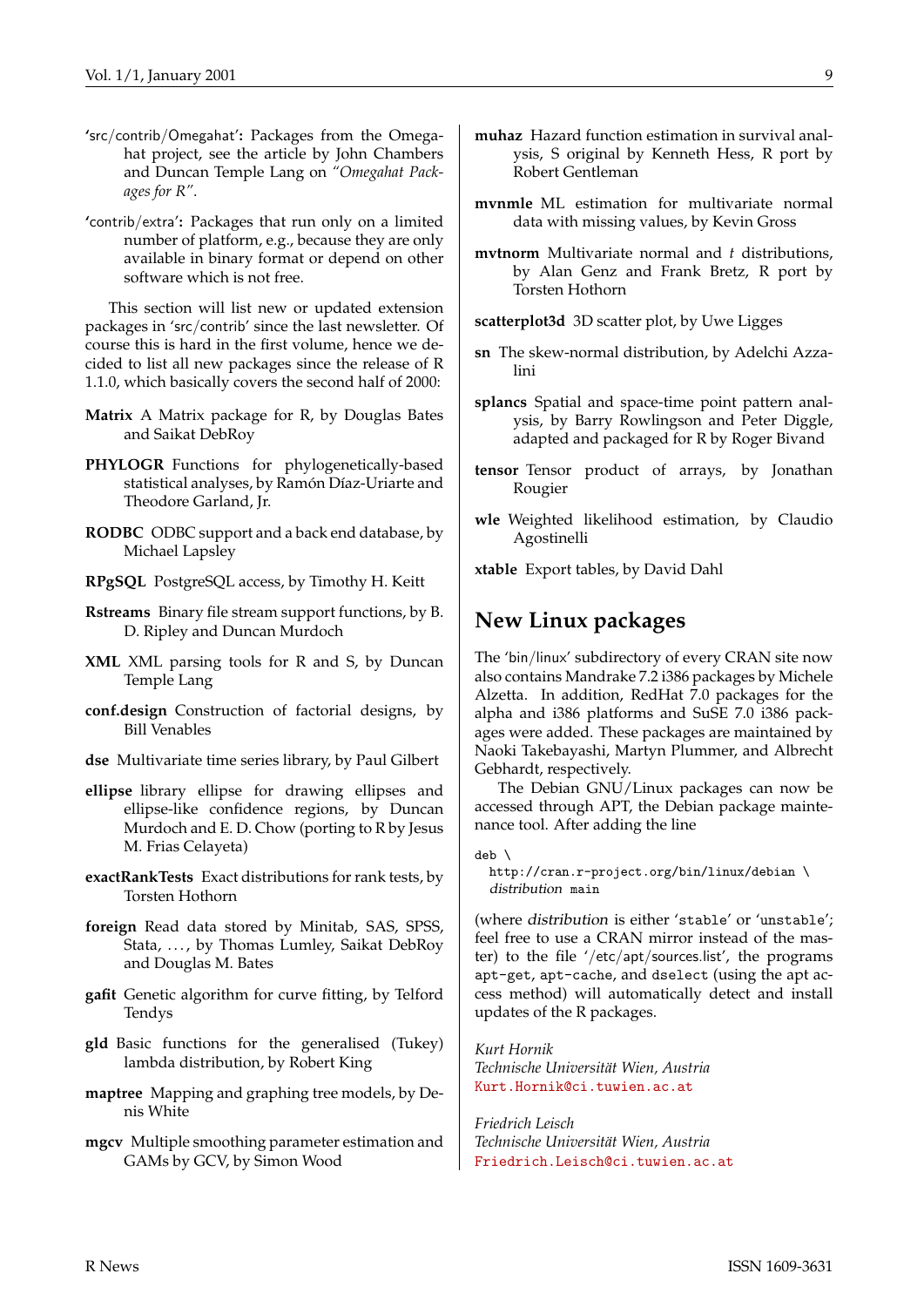**'src/contrib/Omegahat':** Packages from the Omegahat project, see the article by John Chambers and Duncan Temple Lang on *"Omegahat Packages for R"*.

**'contrib/extra':** Packages that run only on a limited number of platform, e.g., because they are only available in binary format or depend on other software which is not free.

This section will list new or updated extension packages in 'src/contrib' since the last newsletter. Of course this is hard in the first volume, hence we decided to list all new packages since the release of R 1.1.0, which basically covers the second half of 2000:

**Matrix** A Matrix package for R, by Douglas Bates and Saikat DebRoy

**PHYLOGR** Functions for phylogenetically-based statistical analyses, by Ramón Díaz-Uriarte and Theodore Garland, Jr.

**RODBC** ODBC support and a back end database, by Michael Lapsley

**RPgSQL** PostgreSQL access, by Timothy H. Keitt

**Rstreams** Binary file stream support functions, by B. D. Ripley and Duncan Murdoch

**XML** XML parsing tools for R and S, by Duncan Temple Lang

**conf.design** Construction of factorial designs, by Bill Venables

**dse** Multivariate time series library, by Paul Gilbert

**ellipse** library ellipse for drawing ellipses and ellipse-like confidence regions, by Duncan Murdoch and E. D. Chow (porting to R by Jesus M. Frias Celayeta)

**exactRankTests** Exact distributions for rank tests, by Torsten Hothorn

**foreign** Read data stored by Minitab, SAS, SPSS, Stata, ..., by Thomas Lumley, Saikat DebRoy and Douglas M. Bates

**gafit** Genetic algorithm for curve fitting, by Telford Tendys

**gld** Basic functions for the generalised (Tukey) lambda distribution, by Robert King

**maptree** Mapping and graphing tree models, by Denis White

**mgcv** Multiple smoothing parameter estimation and GAMs by GCV, by Simon Wood

**muhaz** Hazard function estimation in survival analysis, S original by Kenneth Hess, R port by Robert Gentleman

**mvnmle** ML estimation for multivariate normal data with missing values, by Kevin Gross

**mvtnorm** Multivariate normal and $t$ distributions, by Alan Genz and Frank Bretz, R port by Torsten Hothorn

**scatterplot3d** 3D scatter plot, by Uwe Ligges

**sn** The skew-normal distribution, by Adelchi Azzalini

**splancs** Spatial and space-time point pattern analysis, by Barry Rowlingson and Peter Diggle, adapted and packaged for R by Roger Bivand

**tensor** Tensor product of arrays, by Jonathan Rougier

**wle** Weighted likelihood estimation, by Claudio Agostinelli

**xtable** Export tables, by David Dahl

## New Linux packages

The 'bin/linux' subdirectory of every CRAN site now also contains Mandrake 7.2 i386 packages by Michele Alzetta. In addition, RedHat 7.0 packages for the alpha and i386 platforms and SuSE 7.0 i386 packages were added. These packages are maintained by Naoki Takebayashi, Martyn Plummer, and Albrecht Gebhardt, respectively.

The Debian GNU/Linux packages can now be accessed through APT, the Debian package maintenance tool. After adding the line

```
deb \
  http://cran.r-project.org/bin/linux/debian \
  distribution main
```

(where *distribution* is either 'stable' or 'unstable'; feel free to use a CRAN mirror instead of the master) to the file '/etc/apt/sources.list', the programs `apt-get`, `apt-cache`, and `dselect` (using the apt access method) will automatically detect and install updates of the R packages.

*Kurt Hornik*
*Technische Universität Wien, Austria*
Kurt.Hornik@ci.tuwien.ac.at

*Friedrich Leisch*
*Technische Universität Wien, Austria*
Friedrich.Leisch@ci.tuwien.ac.at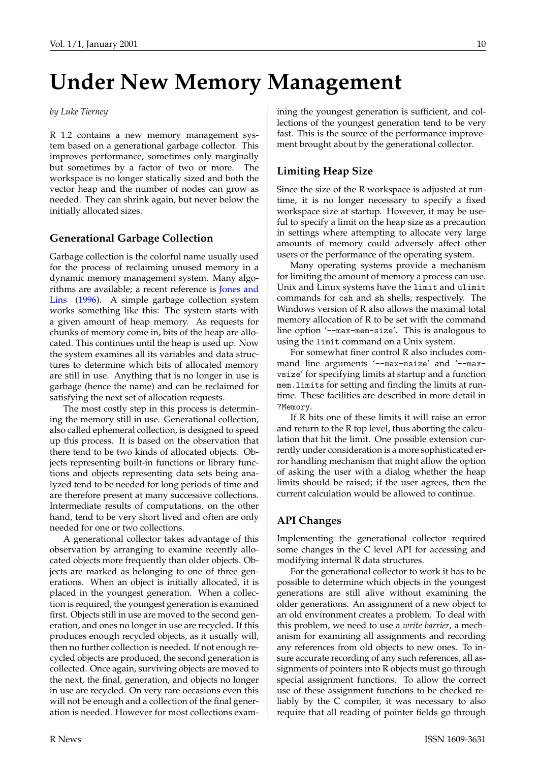# Under New Memory Management

*by Luke Tierney*

R 1.2 contains a new memory management system based on a generational garbage collector. This improves performance, sometimes only marginally but sometimes by a factor of two or more. The workspace is no longer statically sized and both the vector heap and the number of nodes can grow as needed. They can shrink again, but never below the initially allocated sizes.

## Generational Garbage Collection

Garbage collection is the colorful name usually used for the process of reclaiming unused memory in a dynamic memory management system. Many algorithms are available; a recent reference is Jones and Lins (1996). A simple garbage collection system works something like this: The system starts with a given amount of heap memory. As requests for chunks of memory come in, bits of the heap are allocated. This continues until the heap is used up. Now the system examines all its variables and data structures to determine which bits of allocated memory are still in use. Anything that is no longer in use is garbage (hence the name) and can be reclaimed for satisfying the next set of allocation requests.

The most costly step in this process is determining the memory still in use. Generational collection, also called ephemeral collection, is designed to speed up this process. It is based on the observation that there tend to be two kinds of allocated objects. Objects representing built-in functions or library functions and objects representing data sets being analyzed tend to be needed for long periods of time and are therefore present at many successive collections. Intermediate results of computations, on the other hand, tend to be very short lived and often are only needed for one or two collections.

A generational collector takes advantage of this observation by arranging to examine recently allocated objects more frequently than older objects. Objects are marked as belonging to one of three generations. When an object is initially allocated, it is placed in the youngest generation. When a collection is required, the youngest generation is examined first. Objects still in use are moved to the second generation, and ones no longer in use are recycled. If this produces enough recycled objects, as it usually will, then no further collection is needed. If not enough recycled objects are produced, the second generation is collected. Once again, surviving objects are moved to the next, the final, generation, and objects no longer in use are recycled. On very rare occasions even this will not be enough and a collection of the final generation is needed. However for most collections examining the youngest generation is sufficient, and collections of the youngest generation tend to be very fast. This is the source of the performance improvement brought about by the generational collector.

## Limiting Heap Size

Since the size of the R workspace is adjusted at runtime, it is no longer necessary to specify a fixed workspace size at startup. However, it may be useful to specify a limit on the heap size as a precaution in settings where attempting to allocate very large amounts of memory could adversely affect other users or the performance of the operating system.

Many operating systems provide a mechanism for limiting the amount of memory a process can use. Unix and Linux systems have the `limit` and `ulimit` commands for `csh` and `sh` shells, respectively. The Windows version of R also allows the maximal total memory allocation of R to be set with the command line option '`--max-mem-size`'. This is analogous to using the `limit` command on a Unix system.

For somewhat finer control R also includes command line arguments '`--max-nsize`' and '`--max-vsize`' for specifying limits at startup and a function `mem.limits` for setting and finding the limits at runtime. These facilities are described in more detail in `?Memory`.

If R hits one of these limits it will raise an error and return to the R top level, thus aborting the calculation that hit the limit. One possible extension currently under consideration is a more sophisticated error handling mechanism that might allow the option of asking the user with a dialog whether the heap limits should be raised; if the user agrees, then the current calculation would be allowed to continue.

## API Changes

Implementing the generational collector required some changes in the C level API for accessing and modifying internal R data structures.

For the generational collector to work it has to be possible to determine which objects in the youngest generations are still alive without examining the older generations. An assignment of a new object to an old environment creates a problem. To deal with this problem, we need to use a *write barrier*, a mechanism for examining all assignments and recording any references from old objects to new ones. To insure accurate recording of any such references, all assignments of pointers into R objects must go through special assignment functions. To allow the correct use of these assignment functions to be checked reliably by the C compiler, it was necessary to also require that all reading of pointer fields go through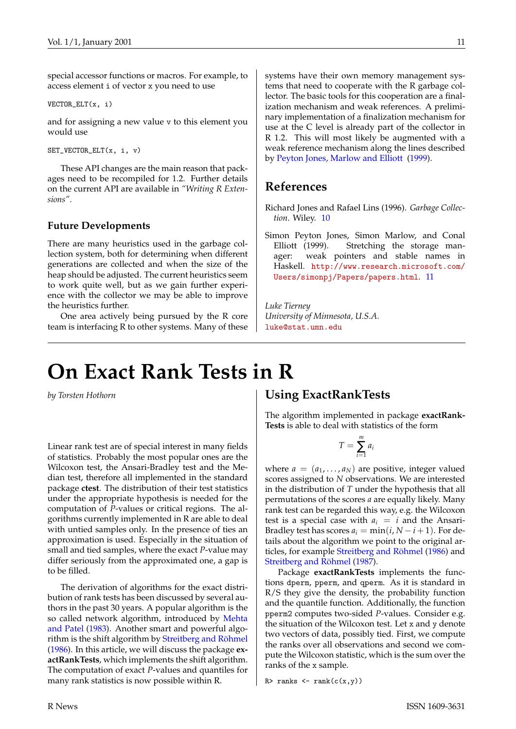special accessor functions or macros. For example, to access element i of vector x you need to use

```
VECTOR_ELT(x, i)
```

and for assigning a new value v to this element you would use

```
SET_VECTOR_ELT(x, i, v)
```

These API changes are the main reason that packages need to be recompiled for 1.2. Further details on the current API are available in *"Writing R Extensions"*.

### Future Developments

There are many heuristics used in the garbage collection system, both for determining when different generations are collected and when the size of the heap should be adjusted. The current heuristics seem to work quite well, but as we gain further experience with the collector we may be able to improve the heuristics further.

One area actively being pursued by the R core team is interfacing R to other systems. Many of these systems have their own memory management systems that need to cooperate with the R garbage collector. The basic tools for this cooperation are a finalization mechanism and weak references. A preliminary implementation of a finalization mechanism for use at the C level is already part of the collector in R 1.2. This will most likely be augmented with a weak reference mechanism along the lines described by Peyton Jones, Marlow and Elliott (1999).

## References

Richard Jones and Rafael Lins (1996). *Garbage Collection*. Wiley. 10

Simon Peyton Jones, Simon Marlow, and Conal Elliott (1999). Stretching the storage manager: weak pointers and stable names in Haskell. http://www.research.microsoft.com/Users/simonpj/Papers/papers.html. 11

*Luke Tierney*
*University of Minnesota, U.S.A.*
luke@stat.umn.edu

# On Exact Rank Tests in R

*by Torsten Hothorn*

Linear rank test are of special interest in many fields of statistics. Probably the most popular ones are the Wilcoxon test, the Ansari-Bradley test and the Median test, therefore all implemented in the standard package **ctest**. The distribution of their test statistics under the appropriate hypothesis is needed for the computation of *P*-values or critical regions. The algorithms currently implemented in R are able to deal with untied samples only. In the presence of ties an approximation is used. Especially in the situation of small and tied samples, where the exact *P*-value may differ seriously from the approximated one, a gap is to be filled.

The derivation of algorithms for the exact distribution of rank tests has been discussed by several authors in the past 30 years. A popular algorithm is the so called network algorithm, introduced by Mehta and Patel (1983). Another smart and powerful algorithm is the shift algorithm by Streitberg and Röhmel (1986). In this article, we will discuss the package **exactRankTests**, which implements the shift algorithm. The computation of exact *P*-values and quantiles for many rank statistics is now possible within R.

## Using ExactRankTests

The algorithm implemented in package **exactRankTests** is able to deal with statistics of the form

$$T = \sum_{i=1}^{m} a_i$$

where $a = (a_1, \ldots, a_N)$ are positive, integer valued scores assigned to $N$ observations. We are interested in the distribution of $T$ under the hypothesis that all permutations of the scores $a$ are equally likely. Many rank test can be regarded this way, e.g. the Wilcoxon test is a special case with $a_i = i$ and the Ansari-Bradley test has scores $a_i = \min(i, N - i + 1)$. For details about the algorithm we point to the original articles, for example Streitberg and Röhmel (1986) and Streitberg and Röhmel (1987).

Package **exactRankTests** implements the functions dperm, pperm, and qperm. As it is standard in R/S they give the density, the probability function and the quantile function. Additionally, the function pperm2 computes two-sided *P*-values. Consider e.g. the situation of the Wilcoxon test. Let x and y denote two vectors of data, possibly tied. First, we compute the ranks over all observations and second we compute the Wilcoxon statistic, which is the sum over the ranks of the x sample.

```
R> ranks <- rank(c(x,y))
```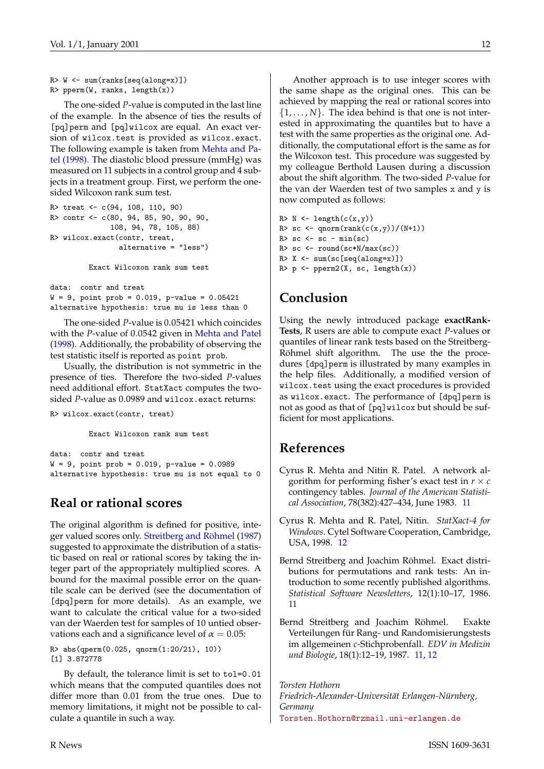```
R> W <- sum(ranks[seq(along=x)])
R> pperm(W, ranks, length(x))
```

The one-sided $P$-value is computed in the last line of the example. In the absence of ties the results of [pq]perm and [pq]wilcox are equal. An exact version of wilcox.test is provided as wilcox.exact. The following example is taken from Mehta and Patel (1998). The diastolic blood pressure (mmHg) was measured on 11 subjects in a control group and 4 subjects in a treatment group. First, we perform the one-sided Wilcoxon rank sum test.

```
R> treat <- c(94, 108, 110, 90)
R> contr <- c(80, 94, 85, 90, 90, 90,
              108, 94, 78, 105, 88)
R> wilcox.exact(contr, treat,
                alternative = "less")

        Exact Wilcoxon rank sum test

data:  contr and treat
W = 9, point prob = 0.019, p-value = 0.05421
alternative hypothesis: true mu is less than 0
```

The one-sided $P$-value is 0.05421 which coincides with the $P$-value of 0.0542 given in Mehta and Patel (1998). Additionally, the probability of observing the test statistic itself is reported as point prob.

Usually, the distribution is not symmetric in the presence of ties. Therefore the two-sided $P$-values need additional effort. StatXact computes the two-sided $P$-value as 0.0989 and wilcox.exact returns:

```
R> wilcox.exact(contr, treat)

        Exact Wilcoxon rank sum test

data:  contr and treat
W = 9, point prob = 0.019, p-value = 0.0989
alternative hypothesis: true mu is not equal to 0
```

## Real or rational scores

The original algorithm is defined for positive, integer valued scores only. Streitberg and Röhmel (1987) suggested to approximate the distribution of a statistic based on real or rational scores by taking the integer part of the appropriately multiplied scores. A bound for the maximal possible error on the quantile scale can be derived (see the documentation of [dpq]perm for more details). As an example, we want to calculate the critical value for a two-sided van der Waerden test for samples of 10 untied observations each and a significance level of $\alpha = 0.05$:

```
R> abs(qperm(0.025, qnorm(1:20/21), 10))
[1] 3.872778
```

By default, the tolerance limit is set to tol=0.01 which means that the computed quantiles does not differ more than 0.01 from the true ones. Due to memory limitations, it might not be possible to calculate a quantile in such a way.

Another approach is to use integer scores with the same shape as the original ones. This can be achieved by mapping the real or rational scores into $\{1, \ldots, N\}$. The idea behind is that one is not interested in approximating the quantiles but to have a test with the same properties as the original one. Additionally, the computational effort is the same as for the Wilcoxon test. This procedure was suggested by my colleague Berthold Lausen during a discussion about the shift algorithm. The two-sided $P$-value for the van der Waerden test of two samples x and y is now computed as follows:

```
R> N <- length(c(x,y))
R> sc <- qnorm(rank(c(x,y))/(N+1))
R> sc <- sc - min(sc)
R> sc <- round(sc*N/max(sc))
R> X <- sum(sc[seq(along=x)])
R> p <- pperm2(X, sc, length(x))
```

## Conclusion

Using the newly introduced package **exactRankTests**, R users are able to compute exact $P$-values or quantiles of linear rank tests based on the Streitberg-Röhmel shift algorithm. The use the the procedures [dpq]perm is illustrated by many examples in the help files. Additionally, a modified version of wilcox.test using the exact procedures is provided as wilcox.exact. The performance of [dpq]perm is not as good as that of [pq]wilcox but should be sufficient for most applications.

## References

Cyrus R. Mehta and Nitin R. Patel. A network algorithm for performing fisher's exact test in $r \times c$ contingency tables. *Journal of the American Statistical Association*, 78(382):427–434, June 1983. 11

Cyrus R. Mehta and R. Patel, Nitin. *StatXact-4 for Windows*. Cytel Software Cooperation, Cambridge, USA, 1998. 12

Bernd Streitberg and Joachim Röhmel. Exact distributions for permutations and rank tests: An introduction to some recently published algorithms. *Statistical Software Newsletters*, 12(1):10–17, 1986. 11

Bernd Streitberg and Joachim Röhmel. Exakte Verteilungen für Rang- und Randomisierungstests im allgemeinen $c$-Stichprobenfall. *EDV in Medizin und Biologie*, 18(1):12–19, 1987. 11, 12

*Torsten Hothorn*
*Friedrich-Alexander-Universität Erlangen-Nürnberg, Germany*
Torsten.Hothorn@rzmail.uni-erlangen.de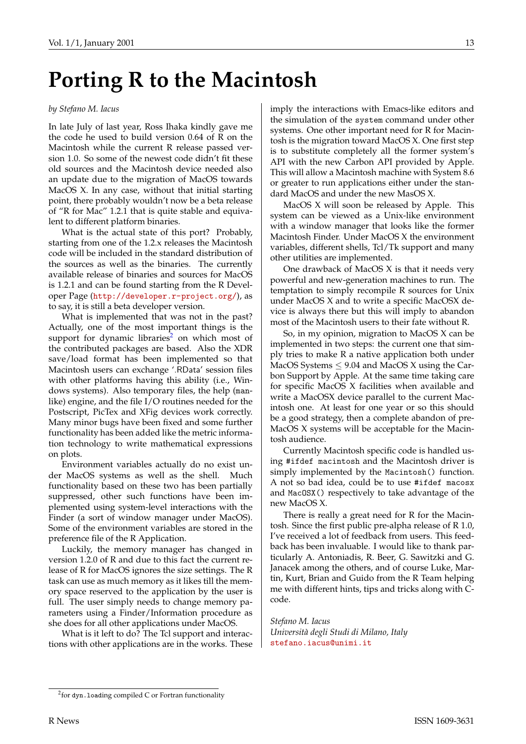# Porting R to the Macintosh

*by Stefano M. Iacus*

In late July of last year, Ross Ihaka kindly gave me the code he used to build version 0.64 of R on the Macintosh while the current R release passed version 1.0. So some of the newest code didn't fit these old sources and the Macintosh device needed also an update due to the migration of MacOS towards MacOS X. In any case, without that initial starting point, there probably wouldn't now be a beta release of "R for Mac" 1.2.1 that is quite stable and equivalent to different platform binaries.

What is the actual state of this port? Probably, starting from one of the 1.2.x releases the Macintosh code will be included in the standard distribution of the sources as well as the binaries. The currently available release of binaries and sources for MacOS is 1.2.1 and can be found starting from the R Developer Page (http://developer.r-project.org/), as to say, it is still a beta developer version.

What is implemented that was not in the past? Actually, one of the most important things is the support for dynamic libraries[2] on which most of the contributed packages are based. Also the XDR save/load format has been implemented so that Macintosh users can exchange '.RData' session files with other platforms having this ability (i.e., Windows systems). Also temporary files, the help (`man`-like) engine, and the file I/O routines needed for the Postscript, PicTex and XFig devices work correctly. Many minor bugs have been fixed and some further functionality has been added like the metric information technology to write mathematical expressions on plots.

Environment variables actually do no exist under MacOS systems as well as the shell. Much functionality based on these two has been partially suppressed, other such functions have been implemented using system-level interactions with the Finder (a sort of window manager under MacOS). Some of the environment variables are stored in the preference file of the R Application.

Luckily, the memory manager has changed in version 1.2.0 of R and due to this fact the current release of R for MacOS ignores the size settings. The R task can use as much memory as it likes till the memory space reserved to the application by the user is full. The user simply needs to change memory parameters using a Finder/Information procedure as she does for all other applications under MacOS.

What is it left to do? The Tcl support and interactions with other applications are in the works. These imply the interactions with Emacs-like editors and the simulation of the `system` command under other systems. One other important need for R for Macintosh is the migration toward MacOS X. One first step is to substitute completely all the former system's API with the new Carbon API provided by Apple. This will allow a Macintosh machine with System 8.6 or greater to run applications either under the standard MacOS and under the new MasOS X.

MacOS X will soon be released by Apple. This system can be viewed as a Unix-like environment with a window manager that looks like the former Macintosh Finder. Under MacOS X the environment variables, different shells, Tcl/Tk support and many other utilities are implemented.

One drawback of MacOS X is that it needs very powerful and new-generation machines to run. The temptation to simply recompile R sources for Unix under MacOS X and to write a specific MacOSX device is always there but this will imply to abandon most of the Macintosh users to their fate without R.

So, in my opinion, migration to MacOS X can be implemented in two steps: the current one that simply tries to make R a native application both under MacOS Systems $\leq$ 9.04 and MacOS X using the Carbon Support by Apple. At the same time taking care for specific MacOS X facilities when available and write a MacOSX device parallel to the current Macintosh one. At least for one year or so this should be a good strategy, then a complete abandon of pre-MacOS X systems will be acceptable for the Macintosh audience.

Currently Macintosh specific code is handled using `#ifdef macintosh` and the Macintosh driver is simply implemented by the `Macintosh()` function. A not so bad idea, could be to use `#ifdef macosx` and `MacOSX()` respectively to take advantage of the new MacOS X.

There is really a great need for R for the Macintosh. Since the first public pre-alpha release of R 1.0, I've received a lot of feedback from users. This feedback has been invaluable. I would like to thank particularly A. Antoniadis, R. Beer, G. Sawitzki and G. Janacek among the others, and of course Luke, Martin, Kurt, Brian and Guido from the R Team helping me with different hints, tips and tricks along with C-code.

*Stefano M. Iacus*
*Università degli Studi di Milano, Italy*
stefano.iacus@unimi.it

[2] for `dyn.load`ing compiled C or Fortran functionality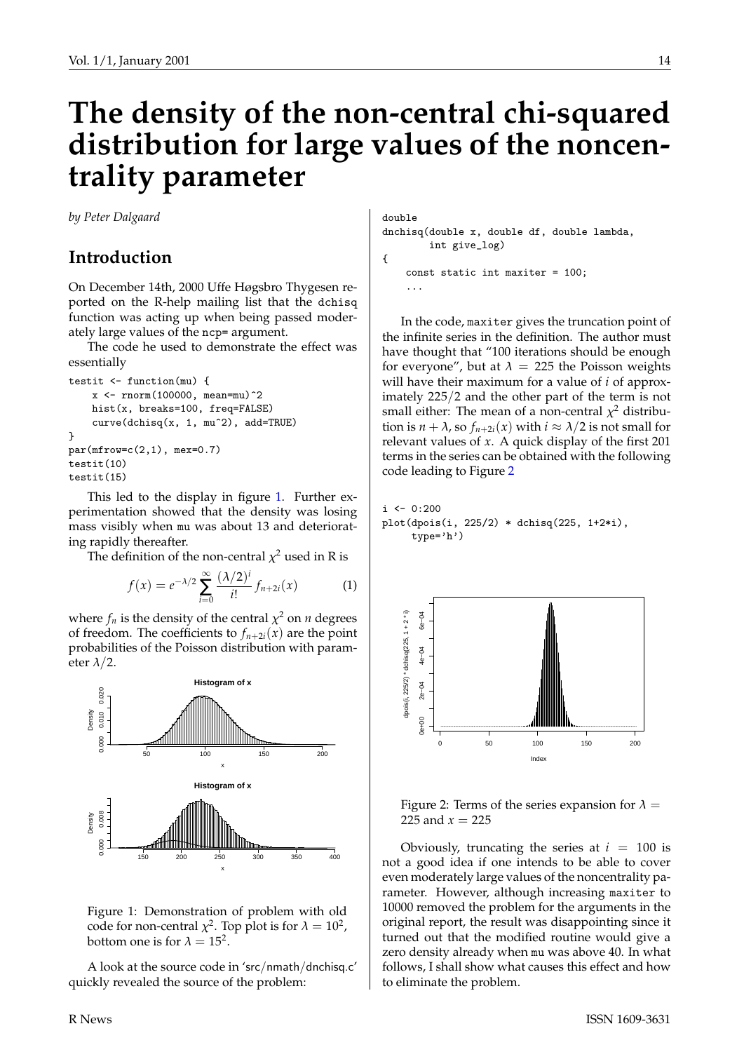# The density of the non-central chi-squared distribution for large values of the noncentrality parameter

*by Peter Dalgaard*

## Introduction

On December 14th, 2000 Uffe Høgsbro Thygesen reported on the R-help mailing list that the `dchisq` function was acting up when being passed moderately large values of the `ncp=` argument.

The code he used to demonstrate the effect was essentially

```
testit <- function(mu) {
    x <- rnorm(100000, mean=mu)^2
    hist(x, breaks=100, freq=FALSE)
    curve(dchisq(x, 1, mu^2), add=TRUE)
}
par(mfrow=c(2,1), mex=0.7)
testit(10)
testit(15)
```

This led to the display in figure 1. Further experimentation showed that the density was losing mass visibly when `mu` was about 13 and deteriorating rapidly thereafter.

The definition of the non-central $\chi^2$ used in R is

$$f(x) = e^{-\lambda/2} \sum_{i=0}^{\infty} \frac{(\lambda/2)^i}{i!} f_{n+2i}(x) \qquad (1)$$

where $f_n$ is the density of the central $\chi^2$ on $n$ degrees of freedom. The coefficients to $f_{n+2i}(x)$ are the point probabilities of the Poisson distribution with parameter $\lambda/2$.

Figure 1: Demonstration of problem with old code for non-central $\chi^2$. Top plot is for $\lambda = 10^2$, bottom one is for $\lambda = 15^2$.

A look at the source code in 'src/nmath/dnchisq.c' quickly revealed the source of the problem:

```
double
dnchisq(double x, double df, double lambda,
        int give_log)
{
    const static int maxiter = 100;
    ...
```

In the code, `maxiter` gives the truncation point of the infinite series in the definition. The author must have thought that "100 iterations should be enough for everyone", but at $\lambda = 225$ the Poisson weights will have their maximum for a value of $i$ of approximately $225/2$ and the other part of the term is not small either: The mean of a non-central $\chi^2$ distribution is $n + \lambda$, so $f_{n+2i}(x)$ with $i \approx \lambda/2$ is not small for relevant values of $x$. A quick display of the first 201 terms in the series can be obtained with the following code leading to Figure 2

```
i <- 0:200
plot(dpois(i, 225/2) * dchisq(225, 1+2*i),
     type='h')
```

Figure 2: Terms of the series expansion for $\lambda = 225$ and $x = 225$

Obviously, truncating the series at $i = 100$ is not a good idea if one intends to be able to cover even moderately large values of the noncentrality parameter. However, although increasing `maxiter` to 10000 removed the problem for the arguments in the original report, the result was disappointing since it turned out that the modified routine would give a zero density already when `mu` was above 40. In what follows, I shall show what causes this effect and how to eliminate the problem.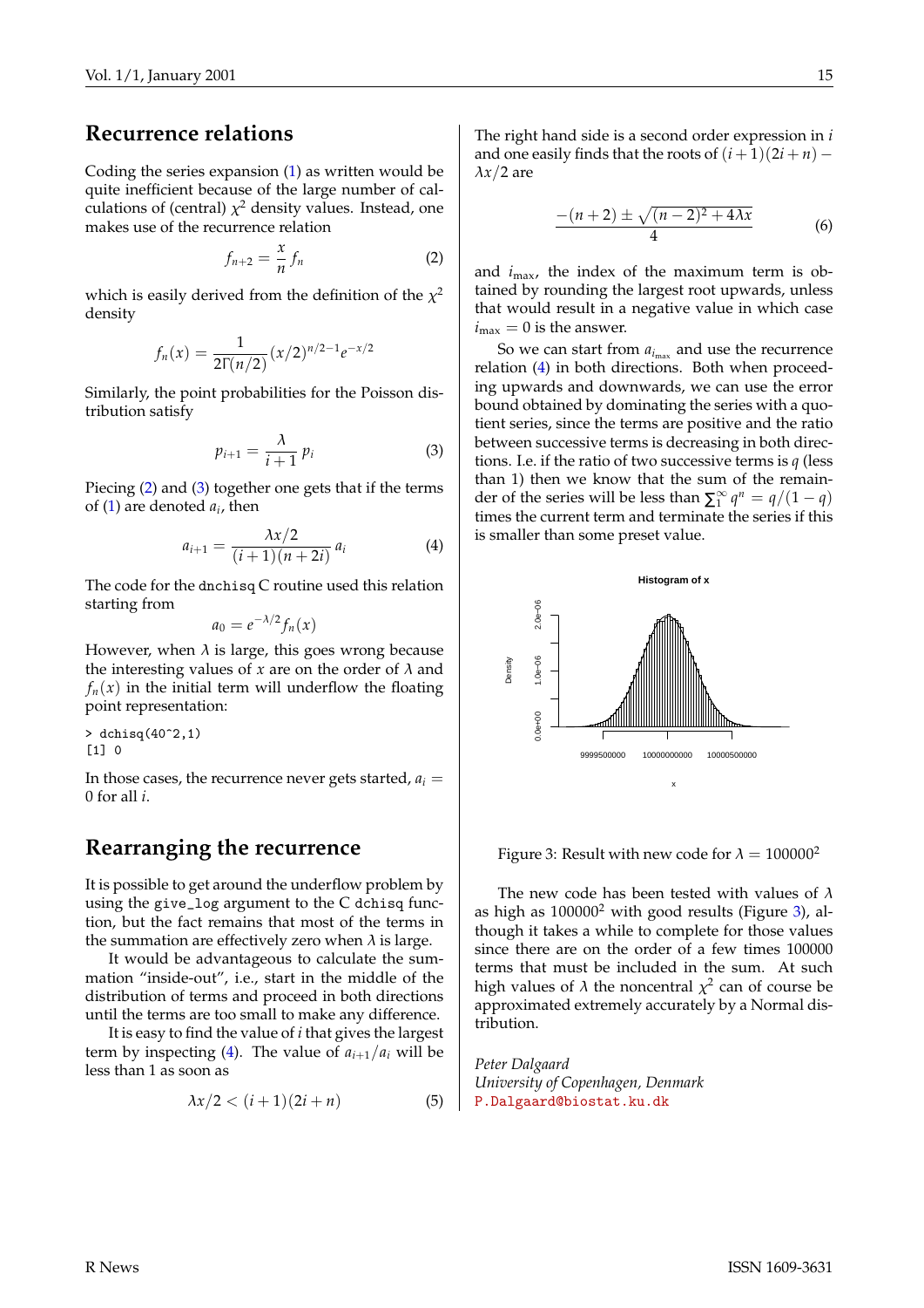## Recurrence relations

Coding the series expansion (1) as written would be quite inefficient because of the large number of calculations of (central) $\chi^2$ density values. Instead, one makes use of the recurrence relation

$$f_{n+2} = \frac{x}{n} f_n \tag{2}$$

which is easily derived from the definition of the $\chi^2$ density

$$f_n(x) = \frac{1}{2\Gamma(n/2)} (x/2)^{n/2-1} e^{-x/2}$$

Similarly, the point probabilities for the Poisson distribution satisfy

$$p_{i+1} = \frac{\lambda}{i+1} p_i \tag{3}$$

Piecing (2) and (3) together one gets that if the terms of (1) are denoted $a_i$, then

$$a_{i+1} = \frac{\lambda x/2}{(i+1)(n+2i)} a_i \tag{4}$$

The code for the dnchisq C routine used this relation starting from

$$a_0 = e^{-\lambda/2} f_n(x)$$

However, when $\lambda$ is large, this goes wrong because the interesting values of $x$ are on the order of $\lambda$ and $f_n(x)$ in the initial term will underflow the floating point representation:

```
> dchisq(40^2,1)
[1] 0
```

In those cases, the recurrence never gets started, $a_i = 0$ for all $i$.

## Rearranging the recurrence

It is possible to get around the underflow problem by using the give_log argument to the C dchisq function, but the fact remains that most of the terms in the summation are effectively zero when $\lambda$ is large.

It would be advantageous to calculate the summation "inside-out", i.e., start in the middle of the distribution of terms and proceed in both directions until the terms are too small to make any difference.

It is easy to find the value of $i$ that gives the largest term by inspecting (4). The value of $a_{i+1}/a_i$ will be less than 1 as soon as

$$\lambda x/2 < (i+1)(2i+n) \tag{5}$$

The right hand side is a second order expression in $i$ and one easily finds that the roots of $(i+1)(2i+n) - \lambda x/2$ are

$$\frac{-(n+2) \pm \sqrt{(n-2)^2 + 4\lambda x}}{4} \tag{6}$$

and $i_{\max}$, the index of the maximum term is obtained by rounding the largest root upwards, unless that would result in a negative value in which case $i_{\max} = 0$ is the answer.

So we can start from $a_{i_{\max}}$ and use the recurrence relation (4) in both directions. Both when proceeding upwards and downwards, we can use the error bound obtained by dominating the series with a quotient series, since the terms are positive and the ratio between successive terms is decreasing in both directions. I.e. if the ratio of two successive terms is $q$ (less than 1) then we know that the sum of the remainder of the series will be less than $\sum_1^\infty q^n = q/(1-q)$ times the current term and terminate the series if this is smaller than some preset value.

Figure 3: Result with new code for $\lambda = 100000^2$

The new code has been tested with values of $\lambda$ as high as $100000^2$ with good results (Figure 3), although it takes a while to complete for those values since there are on the order of a few times 100000 terms that must be included in the sum. At such high values of $\lambda$ the noncentral $\chi^2$ can of course be approximated extremely accurately by a Normal distribution.

*Peter Dalgaard*
*University of Copenhagen, Denmark*
P.Dalgaard@biostat.ku.dk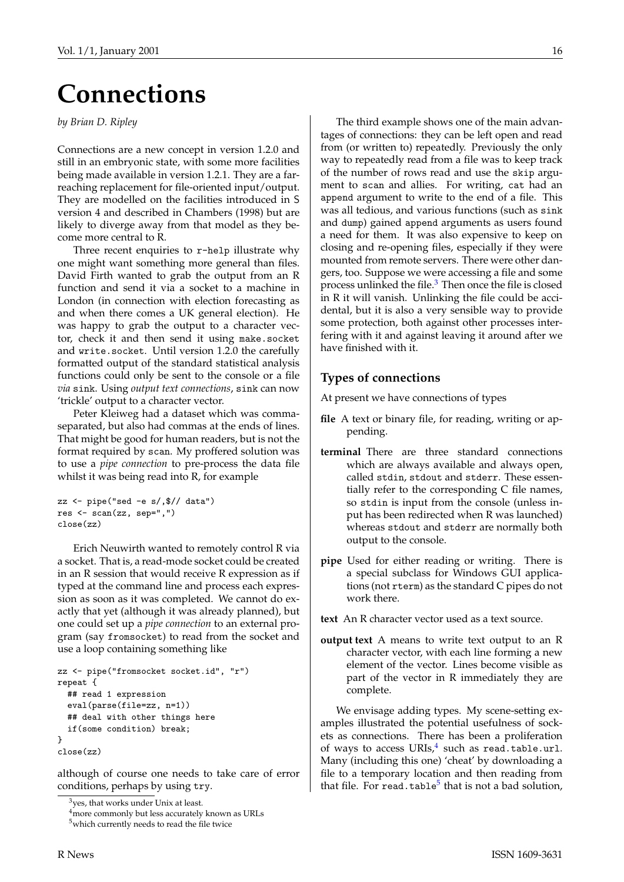# Connections

*by Brian D. Ripley*

Connections are a new concept in version 1.2.0 and still in an embryonic state, with some more facilities being made available in version 1.2.1. They are a far-reaching replacement for file-oriented input/output. They are modelled on the facilities introduced in S version 4 and described in Chambers (1998) but are likely to diverge away from that model as they become more central to R.

Three recent enquiries to `r-help` illustrate why one might want something more general than files. David Firth wanted to grab the output from an R function and send it via a socket to a machine in London (in connection with election forecasting as and when there comes a UK general election). He was happy to grab the output to a character vector, check it and then send it using `make.socket` and `write.socket`. Until version 1.2.0 the carefully formatted output of the standard statistical analysis functions could only be sent to the console or a file *via* `sink`. Using *output text connections*, `sink` can now 'trickle' output to a character vector.

Peter Kleiweg had a dataset which was comma-separated, but also had commas at the ends of lines. That might be good for human readers, but is not the format required by `scan`. My proffered solution was to use a *pipe connection* to pre-process the data file whilst it was being read into R, for example

```
zz <- pipe("sed -e s/,$// data")
res <- scan(zz, sep=",")
close(zz)
```

Erich Neuwirth wanted to remotely control R via a socket. That is, a read-mode socket could be created in an R session that would receive R expression as if typed at the command line and process each expression as soon as it was completed. We cannot do exactly that yet (although it was already planned), but one could set up a *pipe connection* to an external program (say `fromsocket`) to read from the socket and use a loop containing something like

```
zz <- pipe("fromsocket socket.id", "r")
repeat {
  ## read 1 expression
  eval(parse(file=zz, n=1))
  ## deal with other things here
  if(some condition) break;
}
close(zz)
```

although of course one needs to take care of error conditions, perhaps by using `try`.

The third example shows one of the main advantages of connections: they can be left open and read from (or written to) repeatedly. Previously the only way to repeatedly read from a file was to keep track of the number of rows read and use the `skip` argument to `scan` and allies. For writing, `cat` had an `append` argument to write to the end of a file. This was all tedious, and various functions (such as `sink` and `dump`) gained `append` arguments as users found a need for them. It was also expensive to keep on closing and re-opening files, especially if they were mounted from remote servers. There were other dangers, too. Suppose we were accessing a file and some process unlinked the file.[3] Then once the file is closed in R it will vanish. Unlinking the file could be accidental, but it is also a very sensible way to provide some protection, both against other processes interfering with it and against leaving it around after we have finished with it.

## Types of connections

At present we have connections of types

**file** A text or binary file, for reading, writing or appending.

**terminal** There are three standard connections which are always available and always open, called `stdin`, `stdout` and `stderr`. These essentially refer to the corresponding C file names, so `stdin` is input from the console (unless input has been redirected when R was launched) whereas `stdout` and `stderr` are normally both output to the console.

**pipe** Used for either reading or writing. There is a special subclass for Windows GUI applications (not `rterm`) as the standard C pipes do not work there.

**text** An R character vector used as a text source.

**output text** A means to write text output to an R character vector, with each line forming a new element of the vector. Lines become visible as part of the vector in R immediately they are complete.

We envisage adding types. My scene-setting examples illustrated the potential usefulness of sockets as connections. There has been a proliferation of ways to access URIs,[4] such as `read.table.url`. Many (including this one) 'cheat' by downloading a file to a temporary location and then reading from that file. For `read.table`[5] that is not a bad solution,

[3] yes, that works under Unix at least.

[4] more commonly but less accurately known as URLs

[5] which currently needs to read the file twice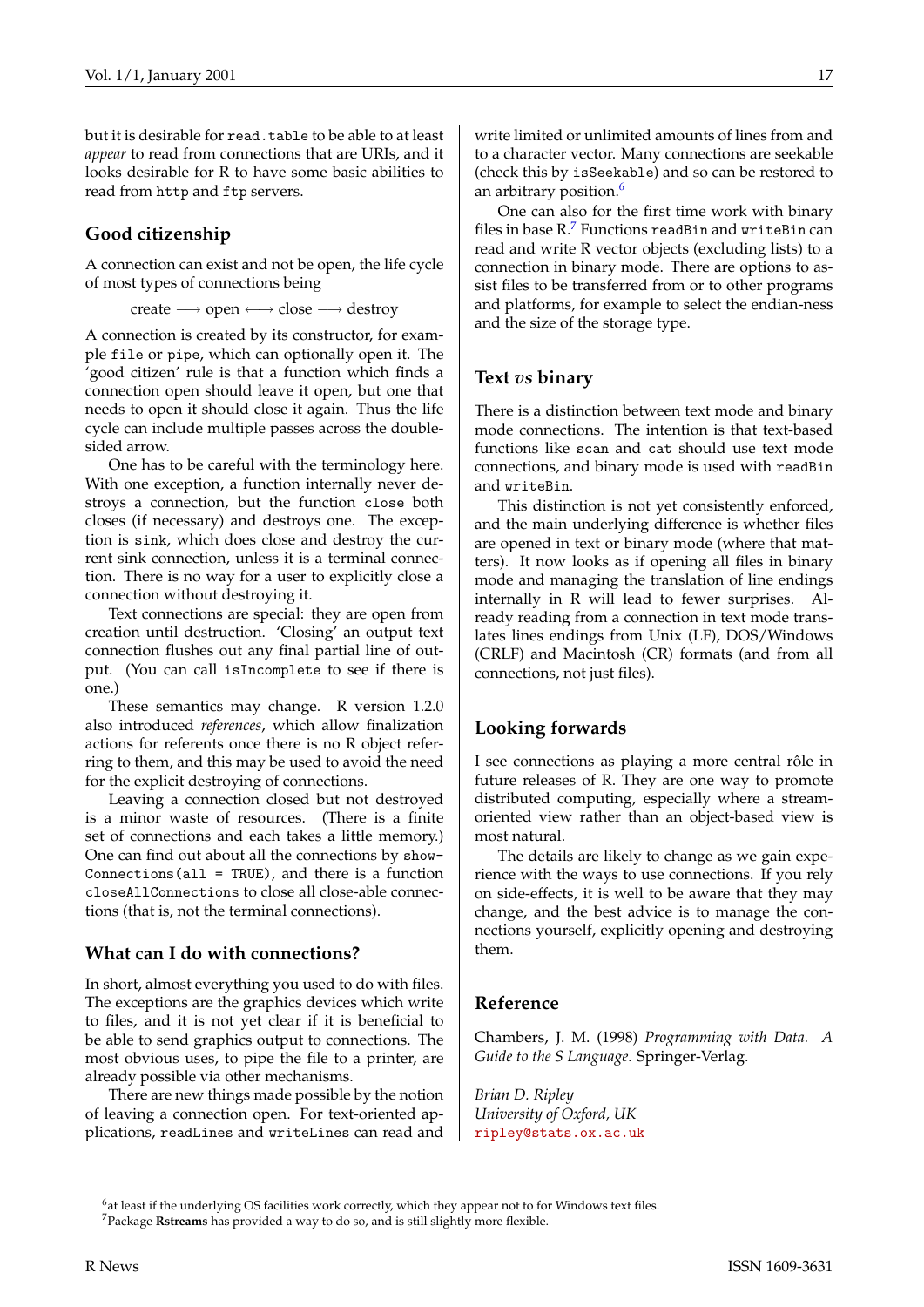but it is desirable for `read.table` to be able to at least *appear* to read from connections that are URIs, and it looks desirable for R to have some basic abilities to read from `http` and `ftp` servers.

## Good citizenship

A connection can exist and not be open, the life cycle of most types of connections being

create ⟶ open ⟷ close ⟶ destroy

A connection is created by its constructor, for example `file` or `pipe`, which can optionally open it. The 'good citizen' rule is that a function which finds a connection open should leave it open, but one that needs to open it should close it again. Thus the life cycle can include multiple passes across the double-sided arrow.

One has to be careful with the terminology here. With one exception, a function internally never destroys a connection, but the function `close` both closes (if necessary) and destroys one. The exception is `sink`, which does close and destroy the current sink connection, unless it is a terminal connection. There is no way for a user to explicitly close a connection without destroying it.

Text connections are special: they are open from creation until destruction. 'Closing' an output text connection flushes out any final partial line of output. (You can call `isIncomplete` to see if there is one.)

These semantics may change. R version 1.2.0 also introduced *references*, which allow finalization actions for referents once there is no R object referring to them, and this may be used to avoid the need for the explicit destroying of connections.

Leaving a connection closed but not destroyed is a minor waste of resources. (There is a finite set of connections and each takes a little memory.) One can find out about all the connections by `showConnections(all = TRUE)`, and there is a function `closeAllConnections` to close all close-able connections (that is, not the terminal connections).

## What can I do with connections?

In short, almost everything you used to do with files. The exceptions are the graphics devices which write to files, and it is not yet clear if it is beneficial to be able to send graphics output to connections. The most obvious uses, to pipe the file to a printer, are already possible via other mechanisms.

There are new things made possible by the notion of leaving a connection open. For text-oriented applications, `readLines` and `writeLines` can read and write limited or unlimited amounts of lines from and to a character vector. Many connections are seekable (check this by `isSeekable`) and so can be restored to an arbitrary position.[6]

One can also for the first time work with binary files in base R.[7] Functions `readBin` and `writeBin` can read and write R vector objects (excluding lists) to a connection in binary mode. There are options to assist files to be transferred from or to other programs and platforms, for example to select the endian-ness and the size of the storage type.

## Text *vs* binary

There is a distinction between text mode and binary mode connections. The intention is that text-based functions like `scan` and `cat` should use text mode connections, and binary mode is used with `readBin` and `writeBin`.

This distinction is not yet consistently enforced, and the main underlying difference is whether files are opened in text or binary mode (where that matters). It now looks as if opening all files in binary mode and managing the translation of line endings internally in R will lead to fewer surprises. Already reading from a connection in text mode translates lines endings from Unix (LF), DOS/Windows (CRLF) and Macintosh (CR) formats (and from all connections, not just files).

## Looking forwards

I see connections as playing a more central rôle in future releases of R. They are one way to promote distributed computing, especially where a stream-oriented view rather than an object-based view is most natural.

The details are likely to change as we gain experience with the ways to use connections. If you rely on side-effects, it is well to be aware that they may change, and the best advice is to manage the connections yourself, explicitly opening and destroying them.

## Reference

Chambers, J. M. (1998) *Programming with Data. A Guide to the S Language*. Springer-Verlag.

*Brian D. Ripley*
*University of Oxford, UK*
ripley@stats.ox.ac.uk

---

[6] at least if the underlying OS facilities work correctly, which they appear not to for Windows text files.

[7] Package **Rstreams** has provided a way to do so, and is still slightly more flexible.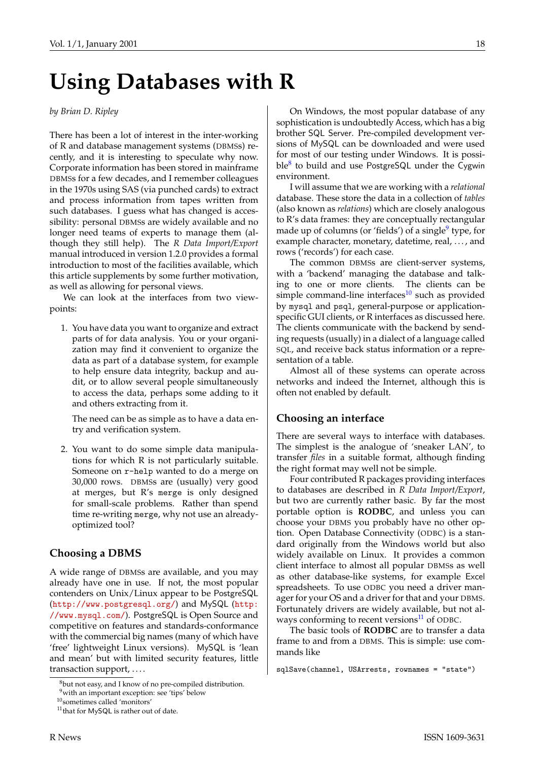# Using Databases with R

*by Brian D. Ripley*

There has been a lot of interest in the inter-working of R and database management systems (DBMSs) recently, and it is interesting to speculate why now. Corporate information has been stored in mainframe DBMSs for a few decades, and I remember colleagues in the 1970s using SAS (via punched cards) to extract and process information from tapes written from such databases. I guess what has changed is accessibility: personal DBMSs are widely available and no longer need teams of experts to manage them (although they still help). The *R Data Import/Export* manual introduced in version 1.2.0 provides a formal introduction to most of the facilities available, which this article supplements by some further motivation, as well as allowing for personal views.

We can look at the interfaces from two viewpoints:

1. You have data you want to organize and extract parts of for data analysis. You or your organization may find it convenient to organize the data as part of a database system, for example to help ensure data integrity, backup and audit, or to allow several people simultaneously to access the data, perhaps some adding to it and others extracting from it.

   The need can be as simple as to have a data entry and verification system.

2. You want to do some simple data manipulations for which R is not particularly suitable. Someone on `r-help` wanted to do a merge on 30,000 rows. DBMSs are (usually) very good at merges, but R's `merge` is only designed for small-scale problems. Rather than spend time re-writing `merge`, why not use an already-optimized tool?

## Choosing a DBMS

A wide range of DBMSs are available, and you may already have one in use. If not, the most popular contenders on Unix/Linux appear to be PostgreSQL (http://www.postgresql.org/) and MySQL (http://www.mysql.com/). PostgreSQL is Open Source and competitive on features and standards-conformance with the commercial big names (many of which have 'free' lightweight Linux versions). MySQL is 'lean and mean' but with limited security features, little transaction support, ....

On Windows, the most popular database of any sophistication is undoubtedly Access, which has a big brother SQL Server. Pre-compiled development versions of MySQL can be downloaded and were used for most of our testing under Windows. It is possible[8] to build and use PostgreSQL under the Cygwin environment.

I will assume that we are working with a *relational* database. These store the data in a collection of *tables* (also known as *relations*) which are closely analogous to R's data frames: they are conceptually rectangular made up of columns (or 'fields') of a single[9] type, for example character, monetary, datetime, real, ..., and rows ('records') for each case.

The common DBMSs are client-server systems, with a 'backend' managing the database and talking to one or more clients. The clients can be simple command-line interfaces[10] such as provided by `mysql` and `psql`, general-purpose or application-specific GUI clients, or R interfaces as discussed here. The clients communicate with the backend by sending requests (usually) in a dialect of a language called SQL, and receive back status information or a representation of a table.

Almost all of these systems can operate across networks and indeed the Internet, although this is often not enabled by default.

## Choosing an interface

There are several ways to interface with databases. The simplest is the analogue of 'sneaker LAN', to transfer *files* in a suitable format, although finding the right format may well not be simple.

Four contributed R packages providing interfaces to databases are described in *R Data Import/Export*, but two are currently rather basic. By far the most portable option is **RODBC**, and unless you can choose your DBMS you probably have no other option. Open Database Connectivity (ODBC) is a standard originally from the Windows world but also widely available on Linux. It provides a common client interface to almost all popular DBMSs as well as other database-like systems, for example Excel spreadsheets. To use ODBC you need a driver manager for your OS and a driver for that and your DBMS. Fortunately drivers are widely available, but not always conforming to recent versions[11] of ODBC.

The basic tools of **RODBC** are to transfer a data frame to and from a DBMS. This is simple: use commands like

```
sqlSave(channel, USArrests, rownames = "state")
```

[8] but not easy, and I know of no pre-compiled distribution.

[9] with an important exception: see 'tips' below

[10] sometimes called 'monitors'

[11] that for MySQL is rather out of date.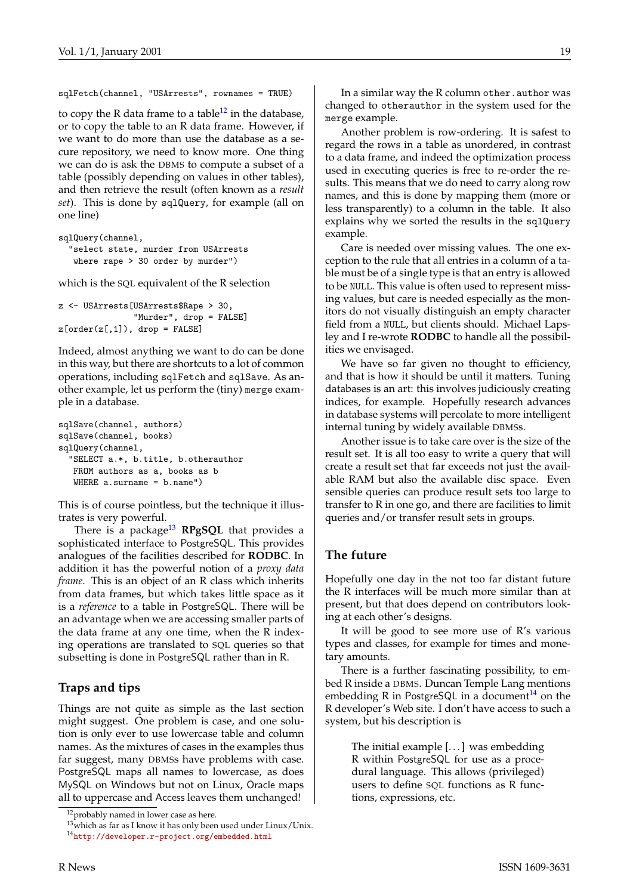```
sqlFetch(channel, "USArrests", rownames = TRUE)
```

to copy the R data frame to a table[12] in the database, or to copy the table to an R data frame. However, if we want to do more than use the database as a secure repository, we need to know more. One thing we can do is ask the DBMS to compute a subset of a table (possibly depending on values in other tables), and then retrieve the result (often known as a *result set*). This is done by sqlQuery, for example (all on one line)

```
sqlQuery(channel,
  "select state, murder from USArrests
   where rape > 30 order by murder")
```

which is the SQL equivalent of the R selection

```
z <- USArrests[USArrests$Rape > 30,
               "Murder", drop = FALSE]
z[order(z[,1]), drop = FALSE]
```

Indeed, almost anything we want to do can be done in this way, but there are shortcuts to a lot of common operations, including sqlFetch and sqlSave. As another example, let us perform the (tiny) merge example in a database.

```
sqlSave(channel, authors)
sqlSave(channel, books)
sqlQuery(channel,
  "SELECT a.*, b.title, b.otherauthor
   FROM authors as a, books as b
   WHERE a.surname = b.name")
```

This is of course pointless, but the technique it illustrates is very powerful.

There is a package[13] **RPgSQL** that provides a sophisticated interface to PostgreSQL. This provides analogues of the facilities described for **RODBC**. In addition it has the powerful notion of a *proxy data frame*. This is an object of an R class which inherits from data frames, but which takes little space as it is a *reference* to a table in PostgreSQL. There will be an advantage when we are accessing smaller parts of the data frame at any one time, when the R indexing operations are translated to SQL queries so that subsetting is done in PostgreSQL rather than in R.

## Traps and tips

Things are not quite as simple as the last section might suggest. One problem is case, and one solution is only ever to use lowercase table and column names. As the mixtures of cases in the examples thus far suggest, many DBMSs have problems with case. PostgreSQL maps all names to lowercase, as does MySQL on Windows but not on Linux, Oracle maps all to uppercase and Access leaves them unchanged!

In a similar way the R column other.author was changed to otherauthor in the system used for the merge example.

Another problem is row-ordering. It is safest to regard the rows in a table as unordered, in contrast to a data frame, and indeed the optimization process used in executing queries is free to re-order the results. This means that we do need to carry along row names, and this is done by mapping them (more or less transparently) to a column in the table. It also explains why we sorted the results in the sqlQuery example.

Care is needed over missing values. The one exception to the rule that all entries in a column of a table must be of a single type is that an entry is allowed to be NULL. This value is often used to represent missing values, but care is needed especially as the monitors do not visually distinguish an empty character field from a NULL, but clients should. Michael Lapsley and I re-wrote **RODBC** to handle all the possibilities we envisaged.

We have so far given no thought to efficiency, and that is how it should be until it matters. Tuning databases is an art: this involves judiciously creating indices, for example. Hopefully research advances in database systems will percolate to more intelligent internal tuning by widely available DBMSs.

Another issue is to take care over is the size of the result set. It is all too easy to write a query that will create a result set that far exceeds not just the available RAM but also the available disc space. Even sensible queries can produce result sets too large to transfer to R in one go, and there are facilities to limit queries and/or transfer result sets in groups.

## The future

Hopefully one day in the not too far distant future the R interfaces will be much more similar than at present, but that does depend on contributors looking at each other's designs.

It will be good to see more use of R's various types and classes, for example for times and monetary amounts.

There is a further fascinating possibility, to embed R inside a DBMS. Duncan Temple Lang mentions embedding R in PostgreSQL in a document[14] on the R developer's Web site. I don't have access to such a system, but his description is

> The initial example [...] was embedding R within PostgreSQL for use as a procedural language. This allows (privileged) users to define SQL functions as R functions, expressions, etc.

[12] probably named in lower case as here.

[13] which as far as I know it has only been used under Linux/Unix.

[14] http://developer.r-project.org/embedded.html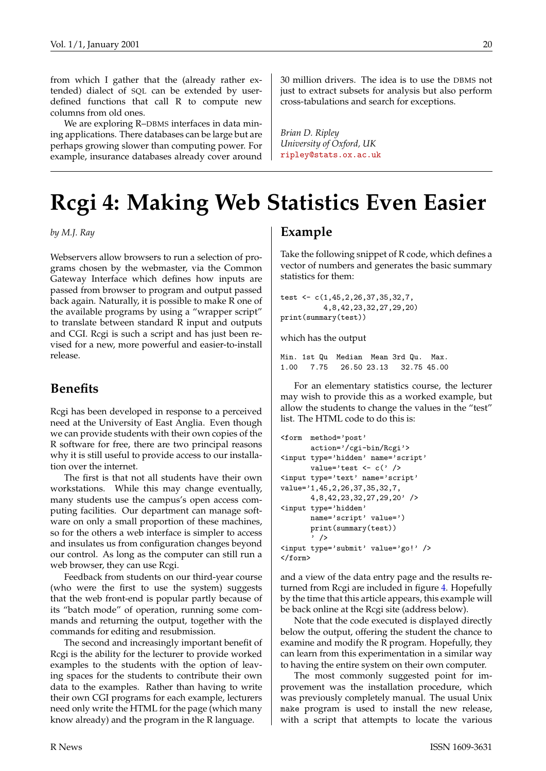from which I gather that the (already rather extended) dialect of SQL can be extended by user-defined functions that call R to compute new columns from old ones.

We are exploring R–DBMS interfaces in data mining applications. There databases can be large but are perhaps growing slower than computing power. For example, insurance databases already cover around 30 million drivers. The idea is to use the DBMS not just to extract subsets for analysis but also perform cross-tabulations and search for exceptions.

*Brian D. Ripley*
*University of Oxford, UK*
ripley@stats.ox.ac.uk

# Rcgi 4: Making Web Statistics Even Easier

*by M.J. Ray*

Webservers allow browsers to run a selection of programs chosen by the webmaster, via the Common Gateway Interface which defines how inputs are passed from browser to program and output passed back again. Naturally, it is possible to make R one of the available programs by using a "wrapper script" to translate between standard R input and outputs and CGI. Rcgi is such a script and has just been revised for a new, more powerful and easier-to-install release.

## Benefits

Rcgi has been developed in response to a perceived need at the University of East Anglia. Even though we can provide students with their own copies of the R software for free, there are two principal reasons why it is still useful to provide access to our installation over the internet.

The first is that not all students have their own workstations. While this may change eventually, many students use the campus's open access computing facilities. Our department can manage software on only a small proportion of these machines, so for the others a web interface is simpler to access and insulates us from configuration changes beyond our control. As long as the computer can still run a web browser, they can use Rcgi.

Feedback from students on our third-year course (who were the first to use the system) suggests that the web front-end is popular partly because of its "batch mode" of operation, running some commands and returning the output, together with the commands for editing and resubmission.

The second and increasingly important benefit of Rcgi is the ability for the lecturer to provide worked examples to the students with the option of leaving spaces for the students to contribute their own data to the examples. Rather than having to write their own CGI programs for each example, lecturers need only write the HTML for the page (which many know already) and the program in the R language.

## Example

Take the following snippet of R code, which defines a vector of numbers and generates the basic summary statistics for them:

```
test <- c(1,45,2,26,37,35,32,7,
          4,8,42,23,32,27,29,20)
print(summary(test))
```

which has the output

```
Min. 1st Qu  Median  Mean 3rd Qu.  Max.
1.00    7.75   26.50 23.13   32.75 45.00
```

For an elementary statistics course, the lecturer may wish to provide this as a worked example, but allow the students to change the values in the "test" list. The HTML code to do this is:

```
<form  method='post'
       action='/cgi-bin/Rcgi'>
<input type='hidden' name='script'
       value='test <- c(' />
<input type='text' name='script'
value='1,45,2,26,37,35,32,7,
       4,8,42,23,32,27,29,20' />
<input type='hidden'
       name='script' value=')
       print(summary(test))
       ' />
<input type='submit' value='go!' />
</form>
```

and a view of the data entry page and the results returned from Rcgi are included in figure 4. Hopefully by the time that this article appears, this example will be back online at the Rcgi site (address below).

Note that the code executed is displayed directly below the output, offering the student the chance to examine and modify the R program. Hopefully, they can learn from this experimentation in a similar way to having the entire system on their own computer.

The most commonly suggested point for improvement was the installation procedure, which was previously completely manual. The usual Unix `make` program is used to install the new release, with a script that attempts to locate the various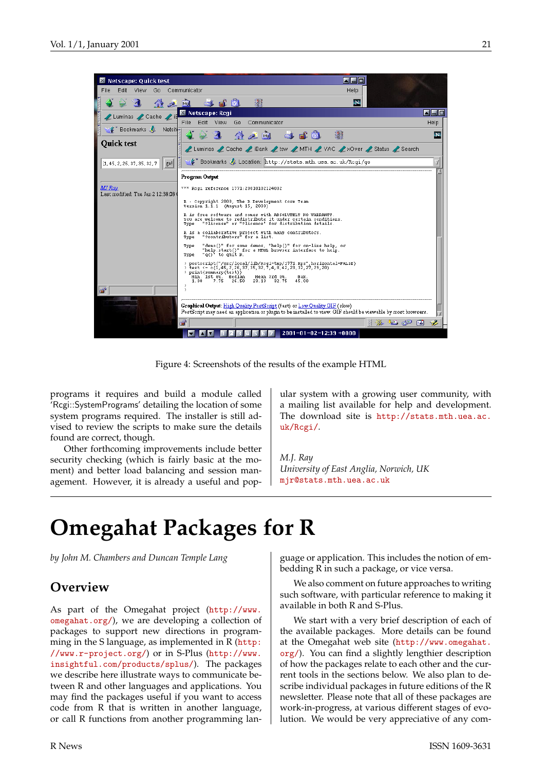Figure 4: Screenshots of the results of the example HTML

programs it requires and build a module called 'Rcgi::SystemPrograms' detailing the location of some system programs required. The installer is still advised to review the scripts to make sure the details found are correct, though.

Other forthcoming improvements include better security checking (which is fairly basic at the moment) and better load balancing and session management. However, it is already a useful and popular system with a growing user community, with a mailing list available for help and development. The download site is http://stats.mth.uea.ac.uk/Rcgi/.

*M.J. Ray*
*University of East Anglia, Norwich, UK*
mjr@stats.mth.uea.ac.uk

# Omegahat Packages for R

*by John M. Chambers and Duncan Temple Lang*

## Overview

As part of the Omegahat project (http://www.omegahat.org/), we are developing a collection of packages to support new directions in programming in the S language, as implemented in R (http://www.r-project.org/) or in S-Plus (http://www.insightful.com/products/splus/). The packages we describe here illustrate ways to communicate between R and other languages and applications. You may find the packages useful if you want to access code from R that is written in another language, or call R functions from another programming language or application. This includes the notion of embedding R in such a package, or vice versa.

We also comment on future approaches to writing such software, with particular reference to making it available in both R and S-Plus.

We start with a very brief description of each of the available packages. More details can be found at the Omegahat web site (http://www.omegahat.org/). You can find a slightly lengthier description of how the packages relate to each other and the current tools in the sections below. We also plan to describe individual packages in future editions of the R newsletter. Please note that all of these packages are work-in-progress, at various different stages of evolution. We would be very appreciative of any com-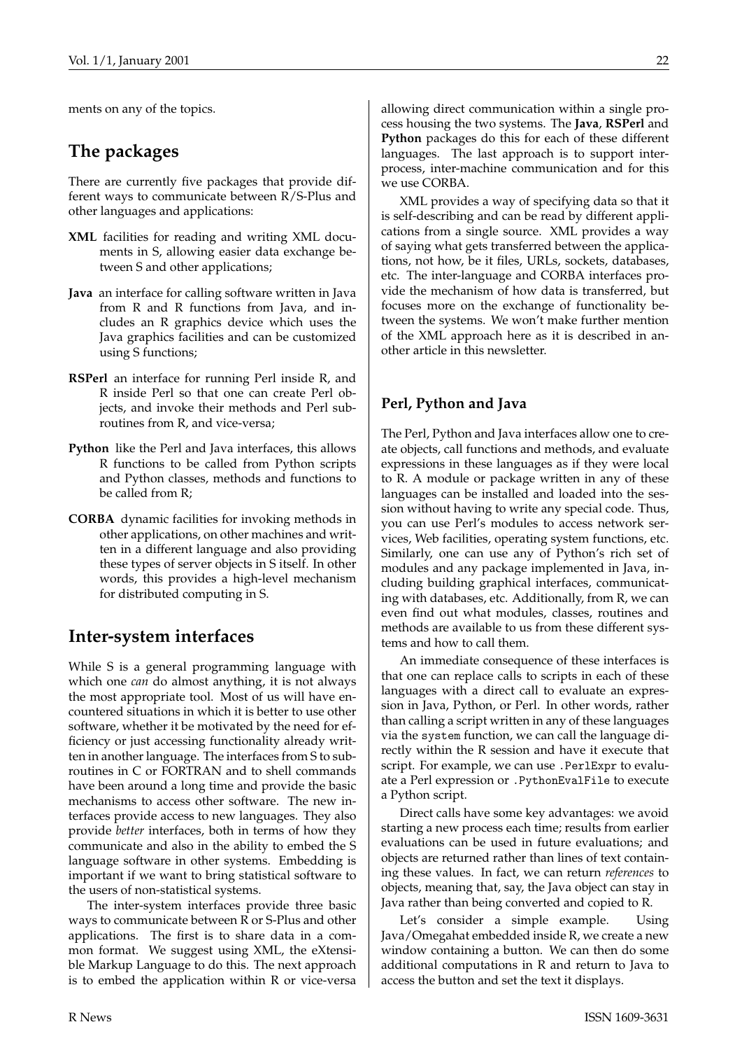ments on any of the topics.

## The packages

There are currently five packages that provide different ways to communicate between R/S-Plus and other languages and applications:

**XML** facilities for reading and writing XML documents in S, allowing easier data exchange between S and other applications;

**Java** an interface for calling software written in Java from R and R functions from Java, and includes an R graphics device which uses the Java graphics facilities and can be customized using S functions;

**RSPerl** an interface for running Perl inside R, and R inside Perl so that one can create Perl objects, and invoke their methods and Perl subroutines from R, and vice-versa;

**Python** like the Perl and Java interfaces, this allows R functions to be called from Python scripts and Python classes, methods and functions to be called from R;

**CORBA** dynamic facilities for invoking methods in other applications, on other machines and written in a different language and also providing these types of server objects in S itself. In other words, this provides a high-level mechanism for distributed computing in S.

## Inter-system interfaces

While S is a general programming language with which one *can* do almost anything, it is not always the most appropriate tool. Most of us will have encountered situations in which it is better to use other software, whether it be motivated by the need for efficiency or just accessing functionality already written in another language. The interfaces from S to subroutines in C or FORTRAN and to shell commands have been around a long time and provide the basic mechanisms to access other software. The new interfaces provide access to new languages. They also provide *better* interfaces, both in terms of how they communicate and also in the ability to embed the S language software in other systems. Embedding is important if we want to bring statistical software to the users of non-statistical systems.

The inter-system interfaces provide three basic ways to communicate between R or S-Plus and other applications. The first is to share data in a common format. We suggest using XML, the eXtensible Markup Language to do this. The next approach is to embed the application within R or vice-versa allowing direct communication within a single process housing the two systems. The **Java**, **RSPerl** and **Python** packages do this for each of these different languages. The last approach is to support inter-process, inter-machine communication and for this we use CORBA.

XML provides a way of specifying data so that it is self-describing and can be read by different applications from a single source. XML provides a way of saying what gets transferred between the applications, not how, be it files, URLs, sockets, databases, etc. The inter-language and CORBA interfaces provide the mechanism of how data is transferred, but focuses more on the exchange of functionality between the systems. We won't make further mention of the XML approach here as it is described in another article in this newsletter.

### Perl, Python and Java

The Perl, Python and Java interfaces allow one to create objects, call functions and methods, and evaluate expressions in these languages as if they were local to R. A module or package written in any of these languages can be installed and loaded into the session without having to write any special code. Thus, you can use Perl's modules to access network services, Web facilities, operating system functions, etc. Similarly, one can use any of Python's rich set of modules and any package implemented in Java, including building graphical interfaces, communicating with databases, etc. Additionally, from R, we can even find out what modules, classes, routines and methods are available to us from these different systems and how to call them.

An immediate consequence of these interfaces is that one can replace calls to scripts in each of these languages with a direct call to evaluate an expression in Java, Python, or Perl. In other words, rather than calling a script written in any of these languages via the `system` function, we can call the language directly within the R session and have it execute that script. For example, we can use `.PerlExpr` to evaluate a Perl expression or `.PythonEvalFile` to execute a Python script.

Direct calls have some key advantages: we avoid starting a new process each time; results from earlier evaluations can be used in future evaluations; and objects are returned rather than lines of text containing these values. In fact, we can return *references* to objects, meaning that, say, the Java object can stay in Java rather than being converted and copied to R.

Let's consider a simple example. Using Java/Omegahat embedded inside R, we create a new window containing a button. We can then do some additional computations in R and return to Java to access the button and set the text it displays.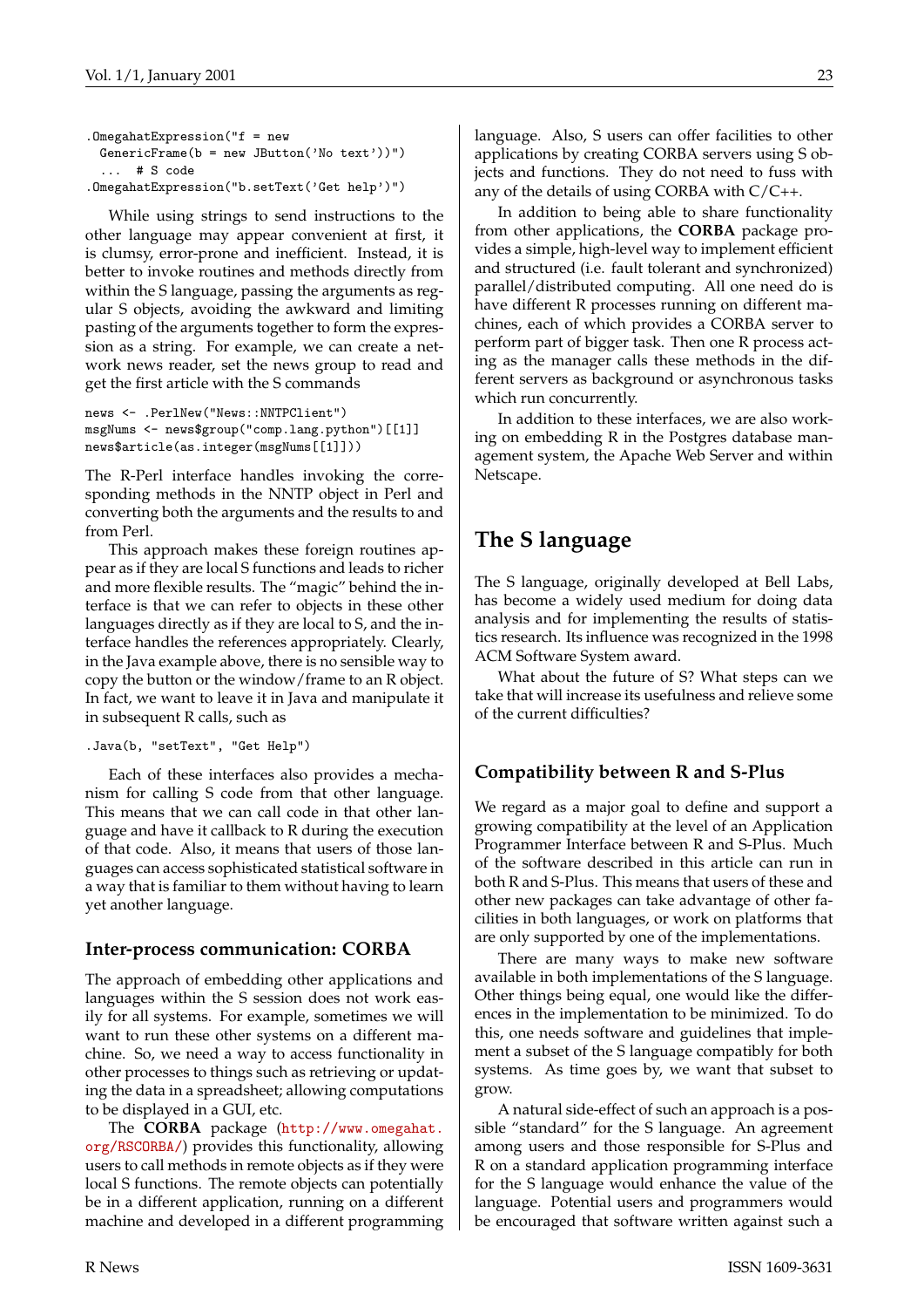```
.OmegahatExpression("f = new
  GenericFrame(b = new JButton('No text'))")
  ...  # S code
.OmegahatExpression("b.setText('Get help')")
```

While using strings to send instructions to the other language may appear convenient at first, it is clumsy, error-prone and inefficient. Instead, it is better to invoke routines and methods directly from within the S language, passing the arguments as regular S objects, avoiding the awkward and limiting pasting of the arguments together to form the expression as a string. For example, we can create a network news reader, set the news group to read and get the first article with the S commands

```
news <- .PerlNew("News::NNTPClient")
msgNums <- news$group("comp.lang.python")[[1]]
news$article(as.integer(msgNums[[1]]))
```

The R-Perl interface handles invoking the corresponding methods in the NNTP object in Perl and converting both the arguments and the results to and from Perl.

This approach makes these foreign routines appear as if they are local S functions and leads to richer and more flexible results. The "magic" behind the interface is that we can refer to objects in these other languages directly as if they are local to S, and the interface handles the references appropriately. Clearly, in the Java example above, there is no sensible way to copy the button or the window/frame to an R object. In fact, we want to leave it in Java and manipulate it in subsequent R calls, such as

```
.Java(b, "setText", "Get Help")
```

Each of these interfaces also provides a mechanism for calling S code from that other language. This means that we can call code in that other language and have it callback to R during the execution of that code. Also, it means that users of those languages can access sophisticated statistical software in a way that is familiar to them without having to learn yet another language.

### Inter-process communication: CORBA

The approach of embedding other applications and languages within the S session does not work easily for all systems. For example, sometimes we will want to run these other systems on a different machine. So, we need a way to access functionality in other processes to things such as retrieving or updating the data in a spreadsheet; allowing computations to be displayed in a GUI, etc.

The **CORBA** package (http://www.omegahat.org/RSCORBA/) provides this functionality, allowing users to call methods in remote objects as if they were local S functions. The remote objects can potentially be in a different application, running on a different machine and developed in a different programming language. Also, S users can offer facilities to other applications by creating CORBA servers using S objects and functions. They do not need to fuss with any of the details of using CORBA with C/C++.

In addition to being able to share functionality from other applications, the **CORBA** package provides a simple, high-level way to implement efficient and structured (i.e. fault tolerant and synchronized) parallel/distributed computing. All one need do is have different R processes running on different machines, each of which provides a CORBA server to perform part of bigger task. Then one R process acting as the manager calls these methods in the different servers as background or asynchronous tasks which run concurrently.

In addition to these interfaces, we are also working on embedding R in the Postgres database management system, the Apache Web Server and within Netscape.

## The S language

The S language, originally developed at Bell Labs, has become a widely used medium for doing data analysis and for implementing the results of statistics research. Its influence was recognized in the 1998 ACM Software System award.

What about the future of S? What steps can we take that will increase its usefulness and relieve some of the current difficulties?

### Compatibility between R and S-Plus

We regard as a major goal to define and support a growing compatibility at the level of an Application Programmer Interface between R and S-Plus. Much of the software described in this article can run in both R and S-Plus. This means that users of these and other new packages can take advantage of other facilities in both languages, or work on platforms that are only supported by one of the implementations.

There are many ways to make new software available in both implementations of the S language. Other things being equal, one would like the differences in the implementation to be minimized. To do this, one needs software and guidelines that implement a subset of the S language compatibly for both systems. As time goes by, we want that subset to grow.

A natural side-effect of such an approach is a possible "standard" for the S language. An agreement among users and those responsible for S-Plus and R on a standard application programming interface for the S language would enhance the value of the language. Potential users and programmers would be encouraged that software written against such a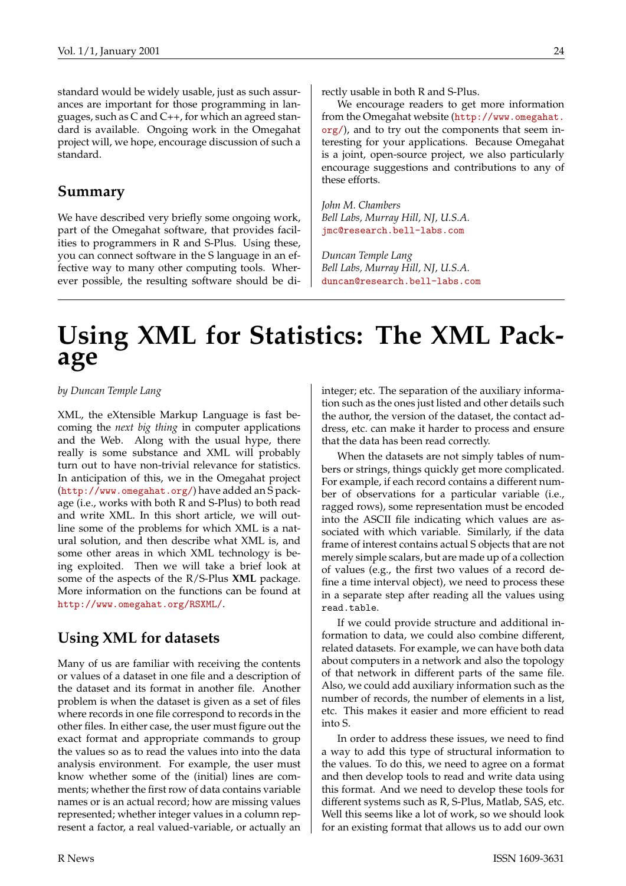standard would be widely usable, just as such assurances are important for those programming in languages, such as C and C++, for which an agreed standard is available. Ongoing work in the Omegahat project will, we hope, encourage discussion of such a standard.

## Summary

We have described very briefly some ongoing work, part of the Omegahat software, that provides facilities to programmers in R and S-Plus. Using these, you can connect software in the S language in an effective way to many other computing tools. Wherever possible, the resulting software should be directly usable in both R and S-Plus.

We encourage readers to get more information from the Omegahat website (http://www.omegahat.org/), and to try out the components that seem interesting for your applications. Because Omegahat is a joint, open-source project, we also particularly encourage suggestions and contributions to any of these efforts.

*John M. Chambers*
*Bell Labs, Murray Hill, NJ, U.S.A.*
jmc@research.bell-labs.com

*Duncan Temple Lang*
*Bell Labs, Murray Hill, NJ, U.S.A.*
duncan@research.bell-labs.com

# Using XML for Statistics: The XML Package

*by Duncan Temple Lang*

XML, the eXtensible Markup Language is fast becoming the *next big thing* in computer applications and the Web. Along with the usual hype, there really is some substance and XML will probably turn out to have non-trivial relevance for statistics. In anticipation of this, we in the Omegahat project (http://www.omegahat.org/) have added an S package (i.e., works with both R and S-Plus) to both read and write XML. In this short article, we will outline some of the problems for which XML is a natural solution, and then describe what XML is, and some other areas in which XML technology is being exploited. Then we will take a brief look at some of the aspects of the R/S-Plus **XML** package. More information on the functions can be found at http://www.omegahat.org/RSXML/.

## Using XML for datasets

Many of us are familiar with receiving the contents or values of a dataset in one file and a description of the dataset and its format in another file. Another problem is when the dataset is given as a set of files where records in one file correspond to records in the other files. In either case, the user must figure out the exact format and appropriate commands to group the values so as to read the values into into the data analysis environment. For example, the user must know whether some of the (initial) lines are comments; whether the first row of data contains variable names or is an actual record; how are missing values represented; whether integer values in a column represent a factor, a real valued-variable, or actually an integer; etc. The separation of the auxiliary information such as the ones just listed and other details such the author, the version of the dataset, the contact address, etc. can make it harder to process and ensure that the data has been read correctly.

When the datasets are not simply tables of numbers or strings, things quickly get more complicated. For example, if each record contains a different number of observations for a particular variable (i.e., ragged rows), some representation must be encoded into the ASCII file indicating which values are associated with which variable. Similarly, if the data frame of interest contains actual S objects that are not merely simple scalars, but are made up of a collection of values (e.g., the first two values of a record define a time interval object), we need to process these in a separate step after reading all the values using `read.table`.

If we could provide structure and additional information to data, we could also combine different, related datasets. For example, we can have both data about computers in a network and also the topology of that network in different parts of the same file. Also, we could add auxiliary information such as the number of records, the number of elements in a list, etc. This makes it easier and more efficient to read into S.

In order to address these issues, we need to find a way to add this type of structural information to the values. To do this, we need to agree on a format and then develop tools to read and write data using this format. And we need to develop these tools for different systems such as R, S-Plus, Matlab, SAS, etc. Well this seems like a lot of work, so we should look for an existing format that allows us to add our own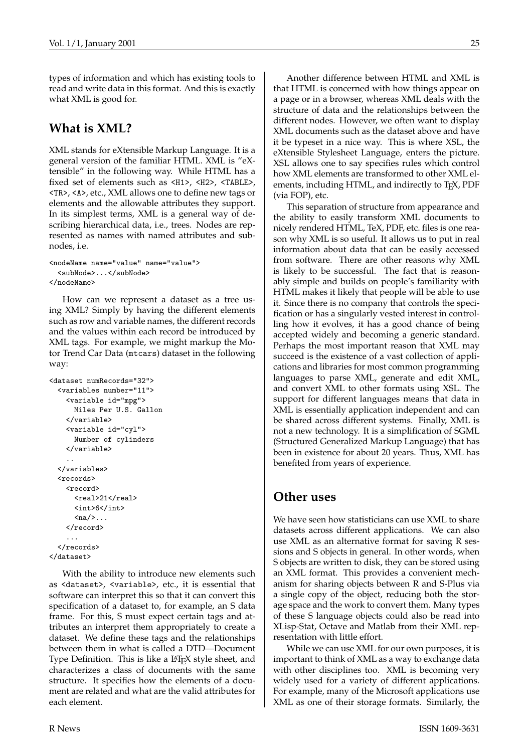types of information and which has existing tools to read and write data in this format. And this is exactly what XML is good for.

## What is XML?

XML stands for eXtensible Markup Language. It is a general version of the familiar HTML. XML is "eXtensible" in the following way. While HTML has a fixed set of elements such as `<H1>`, `<H2>`, `<TABLE>`, `<TR>`, `<A>`, etc., XML allows one to define new tags or elements and the allowable attributes they support. In its simplest terms, XML is a general way of describing hierarchical data, i.e., trees. Nodes are represented as names with named attributes and subnodes, i.e.

```
<nodeName name="value" name="value">
  <subNode>...</subNode>
</nodeName>
```

How can we represent a dataset as a tree using XML? Simply by having the different elements such as row and variable names, the different records and the values within each record be introduced by XML tags. For example, we might markup the Motor Trend Car Data (`mtcars`) dataset in the following way:

```
<dataset numRecords="32">
  <variables number="11">
    <variable id="mpg">
      Miles Per U.S. Gallon
    </variable>
    <variable id="cyl">
      Number of cylinders
    </variable>
    ..
  </variables>
  <records>
    <record>
      <real>21</real>
      <int>6</int>
      <na/>...
    </record>
    ...
  </records>
</dataset>
```

With the ability to introduce new elements such as `<dataset>`, `<variable>`, etc., it is essential that software can interpret this so that it can convert this specification of a dataset to, for example, an S data frame. For this, S must expect certain tags and attributes an interpret them appropriately to create a dataset. We define these tags and the relationships between them in what is called a DTD—Document Type Definition. This is like a LaTeX style sheet, and characterizes a class of documents with the same structure. It specifies how the elements of a document are related and what are the valid attributes for each element.

Another difference between HTML and XML is that HTML is concerned with how things appear on a page or in a browser, whereas XML deals with the structure of data and the relationships between the different nodes. However, we often want to display XML documents such as the dataset above and have it be typeset in a nice way. This is where XSL, the eXtensible Stylesheet Language, enters the picture. XSL allows one to say specifies rules which control how XML elements are transformed to other XML elements, including HTML, and indirectly to TeX, PDF (via FOP), etc.

This separation of structure from appearance and the ability to easily transform XML documents to nicely rendered HTML, TeX, PDF, etc. files is one reason why XML is so useful. It allows us to put in real information about data that can be easily accessed from software. There are other reasons why XML is likely to be successful. The fact that is reasonably simple and builds on people's familiarity with HTML makes it likely that people will be able to use it. Since there is no company that controls the specification or has a singularly vested interest in controlling how it evolves, it has a good chance of being accepted widely and becoming a generic standard. Perhaps the most important reason that XML may succeed is the existence of a vast collection of applications and libraries for most common programming languages to parse XML, generate and edit XML, and convert XML to other formats using XSL. The support for different languages means that data in XML is essentially application independent and can be shared across different systems. Finally, XML is not a new technology. It is a simplification of SGML (Structured Generalized Markup Language) that has been in existence for about 20 years. Thus, XML has benefited from years of experience.

## Other uses

We have seen how statisticians can use XML to share datasets across different applications. We can also use XML as an alternative format for saving R sessions and S objects in general. In other words, when S objects are written to disk, they can be stored using an XML format. This provides a convenient mechanism for sharing objects between R and S-Plus via a single copy of the object, reducing both the storage space and the work to convert them. Many types of these S language objects could also be read into XLisp-Stat, Octave and Matlab from their XML representation with little effort.

While we can use XML for our own purposes, it is important to think of XML as a way to exchange data with other disciplines too. XML is becoming very widely used for a variety of different applications. For example, many of the Microsoft applications use XML as one of their storage formats. Similarly, the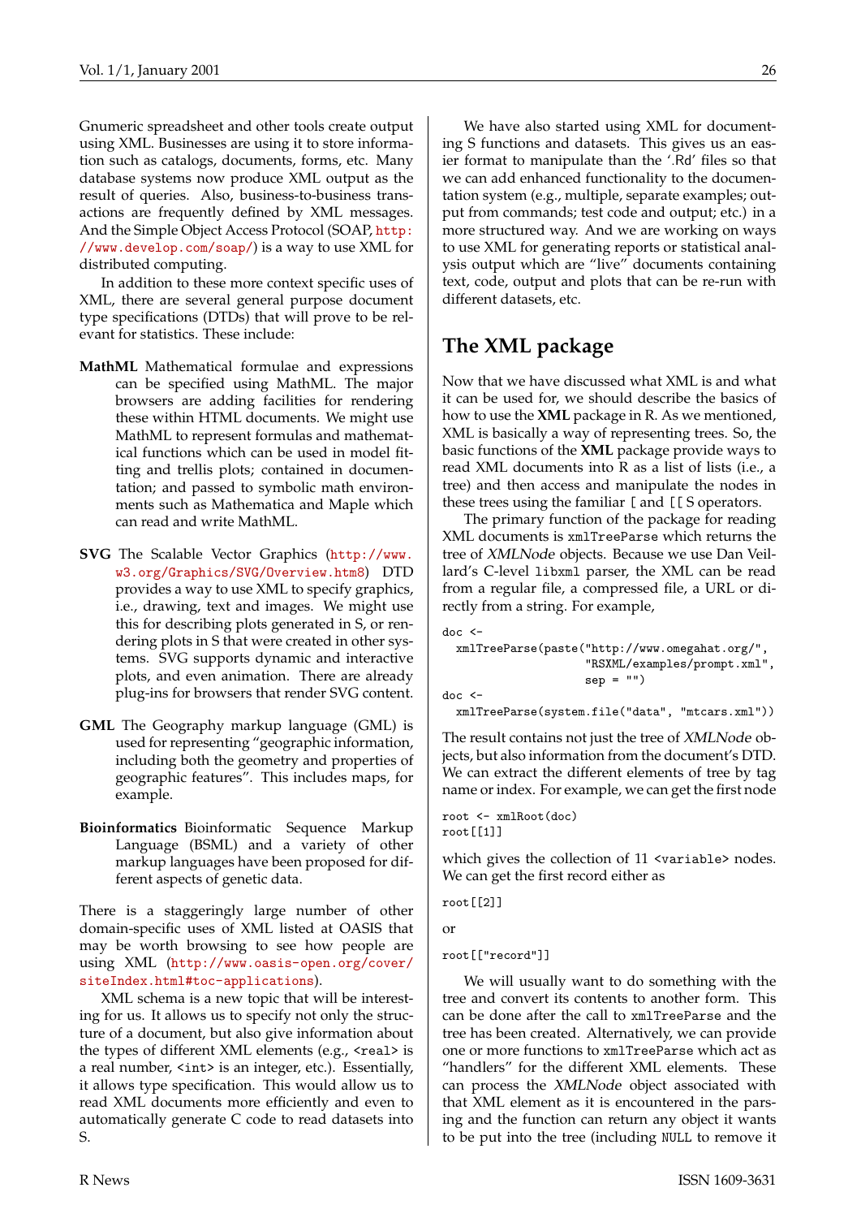Gnumeric spreadsheet and other tools create output using XML. Businesses are using it to store information such as catalogs, documents, forms, etc. Many database systems now produce XML output as the result of queries. Also, business-to-business transactions are frequently defined by XML messages. And the Simple Object Access Protocol (SOAP, http://www.develop.com/soap/) is a way to use XML for distributed computing.

In addition to these more context specific uses of XML, there are several general purpose document type specifications (DTDs) that will prove to be relevant for statistics. These include:

**MathML** Mathematical formulae and expressions can be specified using MathML. The major browsers are adding facilities for rendering these within HTML documents. We might use MathML to represent formulas and mathematical functions which can be used in model fitting and trellis plots; contained in documentation; and passed to symbolic math environments such as Mathematica and Maple which can read and write MathML.

**SVG** The Scalable Vector Graphics (http://www.w3.org/Graphics/SVG/Overview.htm8) DTD provides a way to use XML to specify graphics, i.e., drawing, text and images. We might use this for describing plots generated in S, or rendering plots in S that were created in other systems. SVG supports dynamic and interactive plots, and even animation. There are already plug-ins for browsers that render SVG content.

**GML** The Geography markup language (GML) is used for representing "geographic information, including both the geometry and properties of geographic features". This includes maps, for example.

**Bioinformatics** Bioinformatic Sequence Markup Language (BSML) and a variety of other markup languages have been proposed for different aspects of genetic data.

There is a staggeringly large number of other domain-specific uses of XML listed at OASIS that may be worth browsing to see how people are using XML (http://www.oasis-open.org/cover/siteIndex.html#toc-applications).

XML schema is a new topic that will be interesting for us. It allows us to specify not only the structure of a document, but also give information about the types of different XML elements (e.g., `<real>` is a real number, `<int>` is an integer, etc.). Essentially, it allows type specification. This would allow us to read XML documents more efficiently and even to automatically generate C code to read datasets into S.

We have also started using XML for documenting S functions and datasets. This gives us an easier format to manipulate than the '.Rd' files so that we can add enhanced functionality to the documentation system (e.g., multiple, separate examples; output from commands; test code and output; etc.) in a more structured way. And we are working on ways to use XML for generating reports or statistical analysis output which are "live" documents containing text, code, output and plots that can be re-run with different datasets, etc.

## The XML package

Now that we have discussed what XML is and what it can be used for, we should describe the basics of how to use the **XML** package in R. As we mentioned, XML is basically a way of representing trees. So, the basic functions of the **XML** package provide ways to read XML documents into R as a list of lists (i.e., a tree) and then access and manipulate the nodes in these trees using the familiar `[` and `[[` S operators.

The primary function of the package for reading XML documents is `xmlTreeParse` which returns the tree of *XMLNode* objects. Because we use Dan Veillard's C-level `libxml` parser, the XML can be read from a regular file, a compressed file, a URL or directly from a string. For example,

```
doc <-
  xmlTreeParse(paste("http://www.omegahat.org/",
                     "RSXML/examples/prompt.xml",
                     sep = ""))
doc <-
  xmlTreeParse(system.file("data", "mtcars.xml"))
```

The result contains not just the tree of *XMLNode* objects, but also information from the document's DTD. We can extract the different elements of tree by tag name or index. For example, we can get the first node

```
root <- xmlRoot(doc)
root[[1]]
```

which gives the collection of 11 `<variable>` nodes. We can get the first record either as

```
root[[2]]
```

or

```
root[["record"]]
```

We will usually want to do something with the tree and convert its contents to another form. This can be done after the call to `xmlTreeParse` and the tree has been created. Alternatively, we can provide one or more functions to `xmlTreeParse` which act as "handlers" for the different XML elements. These can process the *XMLNode* object associated with that XML element as it is encountered in the parsing and the function can return any object it wants to be put into the tree (including `NULL` to remove it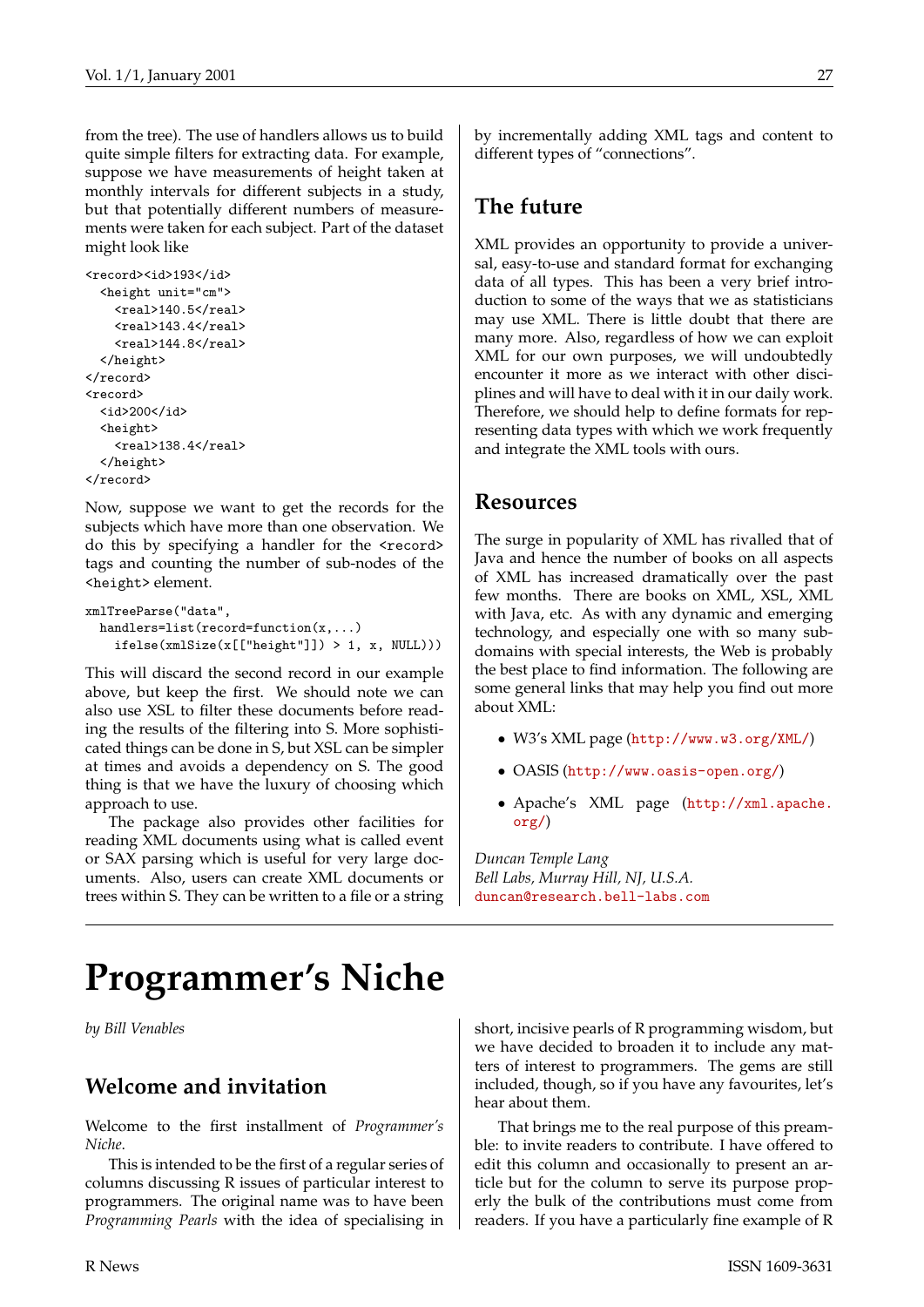from the tree). The use of handlers allows us to build quite simple filters for extracting data. For example, suppose we have measurements of height taken at monthly intervals for different subjects in a study, but that potentially different numbers of measurements were taken for each subject. Part of the dataset might look like

```
<record><id>193</id>
  <height unit="cm">
    <real>140.5</real>
    <real>143.4</real>
    <real>144.8</real>
  </height>
</record>
<record>
  <id>200</id>
  <height>
    <real>138.4</real>
  </height>
</record>
```

Now, suppose we want to get the records for the subjects which have more than one observation. We do this by specifying a handler for the `<record>` tags and counting the number of sub-nodes of the `<height>` element.

```
xmlTreeParse("data",
  handlers=list(record=function(x,...)
    ifelse(xmlSize(x[["height"]]) > 1, x, NULL)))
```

This will discard the second record in our example above, but keep the first. We should note we can also use XSL to filter these documents before reading the results of the filtering into S. More sophisticated things can be done in S, but XSL can be simpler at times and avoids a dependency on S. The good thing is that we have the luxury of choosing which approach to use.

The package also provides other facilities for reading XML documents using what is called event or SAX parsing which is useful for very large documents. Also, users can create XML documents or trees within S. They can be written to a file or a string by incrementally adding XML tags and content to different types of "connections".

## The future

XML provides an opportunity to provide a universal, easy-to-use and standard format for exchanging data of all types. This has been a very brief introduction to some of the ways that we as statisticians may use XML. There is little doubt that there are many more. Also, regardless of how we can exploit XML for our own purposes, we will undoubtedly encounter it more as we interact with other disciplines and will have to deal with it in our daily work. Therefore, we should help to define formats for representing data types with which we work frequently and integrate the XML tools with ours.

## Resources

The surge in popularity of XML has rivalled that of Java and hence the number of books on all aspects of XML has increased dramatically over the past few months. There are books on XML, XSL, XML with Java, etc. As with any dynamic and emerging technology, and especially one with so many subdomains with special interests, the Web is probably the best place to find information. The following are some general links that may help you find out more about XML:

- W3's XML page (http://www.w3.org/XML/)
- OASIS (http://www.oasis-open.org/)
- Apache's XML page (http://xml.apache.org/)

*Duncan Temple Lang*
*Bell Labs, Murray Hill, NJ, U.S.A.*
duncan@research.bell-labs.com

# Programmer's Niche

*by Bill Venables*

## Welcome and invitation

Welcome to the first installment of *Programmer's Niche*.

This is intended to be the first of a regular series of columns discussing R issues of particular interest to programmers. The original name was to have been *Programming Pearls* with the idea of specialising in short, incisive pearls of R programming wisdom, but we have decided to broaden it to include any matters of interest to programmers. The gems are still included, though, so if you have any favourites, let's hear about them.

That brings me to the real purpose of this preamble: to invite readers to contribute. I have offered to edit this column and occasionally to present an article but for the column to serve its purpose properly the bulk of the contributions must come from readers. If you have a particularly fine example of R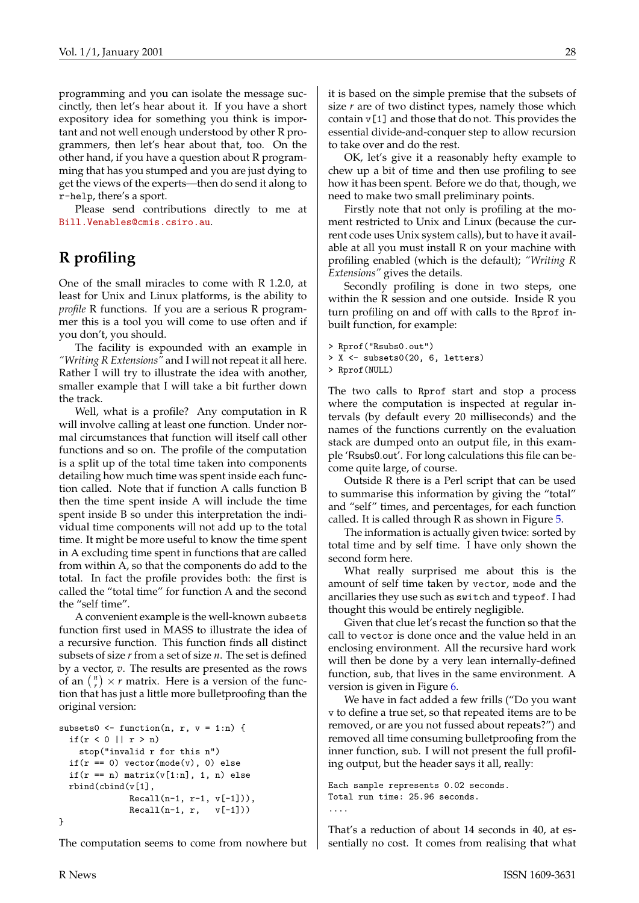programming and you can isolate the message succinctly, then let's hear about it. If you have a short expository idea for something you think is important and not well enough understood by other R programmers, then let's hear about that, too. On the other hand, if you have a question about R programming that has you stumped and you are just dying to get the views of the experts—then do send it along to r-help, there's a sport.

Please send contributions directly to me at Bill.Venables@cmis.csiro.au.

## R profiling

One of the small miracles to come with R 1.2.0, at least for Unix and Linux platforms, is the ability to *profile* R functions. If you are a serious R programmer this is a tool you will come to use often and if you don't, you should.

The facility is expounded with an example in *"Writing R Extensions"* and I will not repeat it all here. Rather I will try to illustrate the idea with another, smaller example that I will take a bit further down the track.

Well, what is a profile? Any computation in R will involve calling at least one function. Under normal circumstances that function will itself call other functions and so on. The profile of the computation is a split up of the total time taken into components detailing how much time was spent inside each function called. Note that if function A calls function B then the time spent inside A will include the time spent inside B so under this interpretation the individual time components will not add up to the total time. It might be more useful to know the time spent in A excluding time spent in functions that are called from within A, so that the components do add to the total. In fact the profile provides both: the first is called the "total time" for function A and the second the "self time".

A convenient example is the well-known subsets function first used in MASS to illustrate the idea of a recursive function. This function finds all distinct subsets of size $r$ from a set of size $n$. The set is defined by a vector, $v$. The results are presented as the rows of an $\binom{n}{r} \times r$ matrix. Here is a version of the function that has just a little more bulletproofing than the original version:

```
subsets0 <- function(n, r, v = 1:n) {
  if(r < 0 || r > n)
    stop("invalid r for this n")
  if(r == 0) vector(mode(v), 0) else
  if(r == n) matrix(v[1:n], 1, n) else
  rbind(cbind(v[1],
              Recall(n-1, r-1, v[-1])),
              Recall(n-1, r,   v[-1]))
}
```

The computation seems to come from nowhere but it is based on the simple premise that the subsets of size $r$ are of two distinct types, namely those which contain v[1] and those that do not. This provides the essential divide-and-conquer step to allow recursion to take over and do the rest.

OK, let's give it a reasonably hefty example to chew up a bit of time and then use profiling to see how it has been spent. Before we do that, though, we need to make two small preliminary points.

Firstly note that not only is profiling at the moment restricted to Unix and Linux (because the current code uses Unix system calls), but to have it available at all you must install R on your machine with profiling enabled (which is the default); *"Writing R Extensions"* gives the details.

Secondly profiling is done in two steps, one within the R session and one outside. Inside R you turn profiling on and off with calls to the Rprof inbuilt function, for example:

```
> Rprof("Rsubs0.out")
> X <- subsets0(20, 6, letters)
> Rprof(NULL)
```

The two calls to Rprof start and stop a process where the computation is inspected at regular intervals (by default every 20 milliseconds) and the names of the functions currently on the evaluation stack are dumped onto an output file, in this example 'Rsubs0.out'. For long calculations this file can become quite large, of course.

Outside R there is a Perl script that can be used to summarise this information by giving the "total" and "self" times, and percentages, for each function called. It is called through R as shown in Figure 5.

The information is actually given twice: sorted by total time and by self time. I have only shown the second form here.

What really surprised me about this is the amount of self time taken by vector, mode and the ancillaries they use such as switch and typeof. I had thought this would be entirely negligible.

Given that clue let's recast the function so that the call to vector is done once and the value held in an enclosing environment. All the recursive hard work will then be done by a very lean internally-defined function, sub, that lives in the same environment. A version is given in Figure 6.

We have in fact added a few frills ("Do you want v to define a true set, so that repeated items are to be removed, or are you not fussed about repeats?") and removed all time consuming bulletproofing from the inner function, sub. I will not present the full profiling output, but the header says it all, really:

```
Each sample represents 0.02 seconds.
Total run time: 25.96 seconds.
....
```

That's a reduction of about 14 seconds in 40, at essentially no cost. It comes from realising that what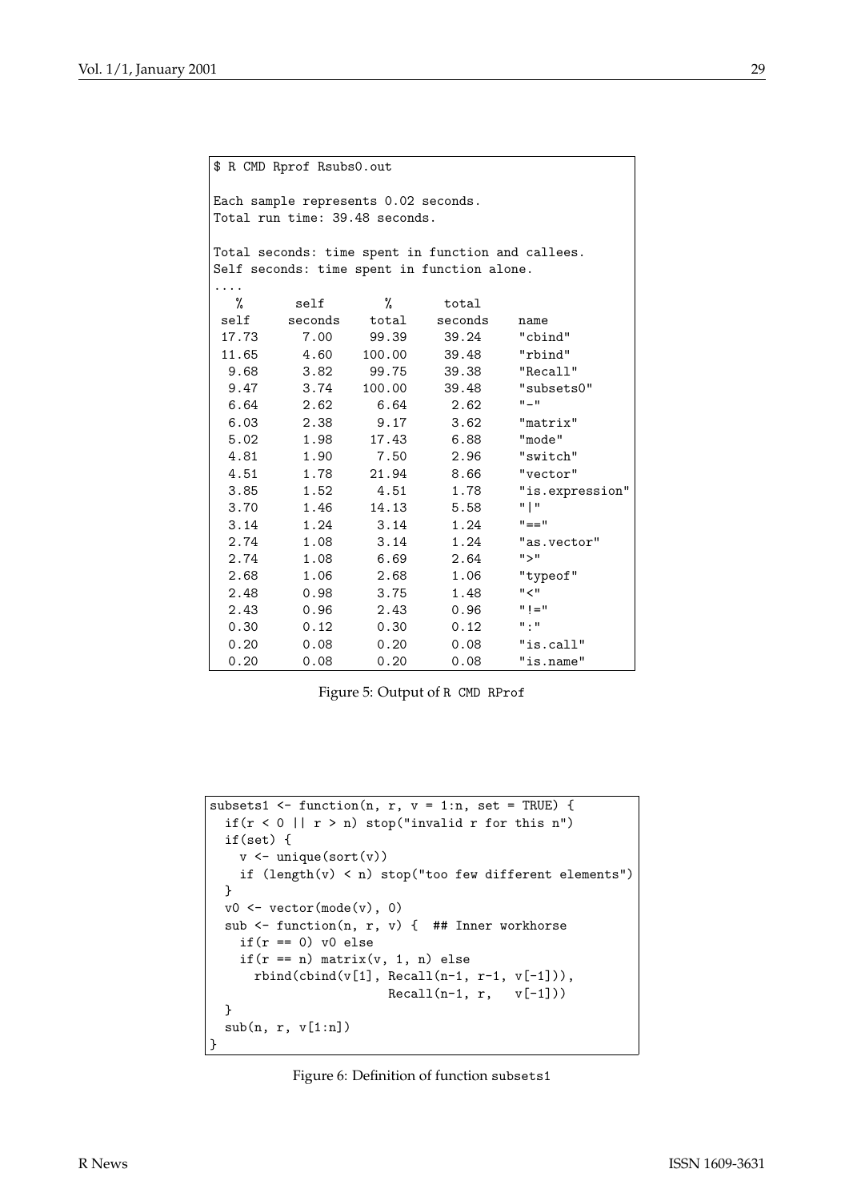```
$ R CMD Rprof Rsubs0.out

Each sample represents 0.02 seconds.
Total run time: 39.48 seconds.

Total seconds: time spent in function and callees.
Self seconds: time spent in function alone.
....
   %      self       %      total
  self   seconds   total   seconds    name
 17.73     7.00    99.39    39.24    "cbind"
 11.65     4.60   100.00    39.48    "rbind"
  9.68     3.82    99.75    39.38    "Recall"
  9.47     3.74   100.00    39.48    "subsets0"
  6.64     2.62     6.64     2.62    "-"
  6.03     2.38     9.17     3.62    "matrix"
  5.02     1.98    17.43     6.88    "mode"
  4.81     1.90     7.50     2.96    "switch"
  4.51     1.78    21.94     8.66    "vector"
  3.85     1.52     4.51     1.78    "is.expression"
  3.70     1.46    14.13     5.58    "|"
  3.14     1.24     3.14     1.24    "=="
  2.74     1.08     3.14     1.24    "as.vector"
  2.74     1.08     6.69     2.64    ">"
  2.68     1.06     2.68     1.06    "typeof"
  2.48     0.98     3.75     1.48    "<"
  2.43     0.96     2.43     0.96    "!="
  0.30     0.12     0.30     0.12    ":"
  0.20     0.08     0.20     0.08    "is.call"
  0.20     0.08     0.20     0.08    "is.name"
```

Figure 5: Output of `R CMD RProf`

```
subsets1 <- function(n, r, v = 1:n, set = TRUE) {
  if(r < 0 || r > n) stop("invalid r for this n")
  if(set) {
    v <- unique(sort(v))
    if (length(v) < n) stop("too few different elements")
  }
  v0 <- vector(mode(v), 0)
  sub <- function(n, r, v) {  ## Inner workhorse
    if(r == 0) v0 else
    if(r == n) matrix(v, 1, n) else
      rbind(cbind(v[1], Recall(n-1, r-1, v[-1])),
                        Recall(n-1, r,   v[-1]))
  }
  sub(n, r, v[1:n])
}
```

Figure 6: Definition of function `subsets1`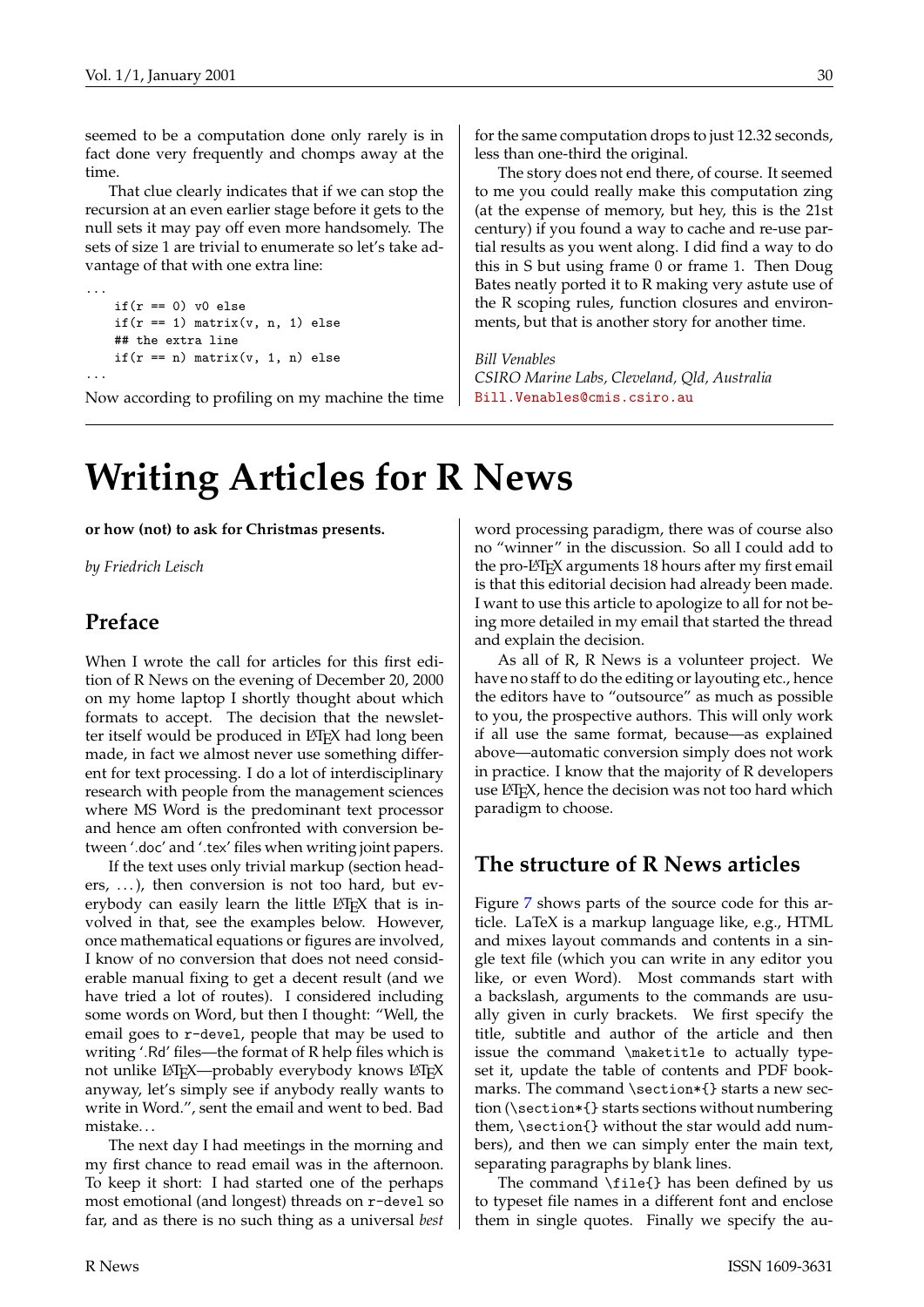seemed to be a computation done only rarely is in fact done very frequently and chomps away at the time.

That clue clearly indicates that if we can stop the recursion at an even earlier stage before it gets to the null sets it may pay off even more handsomely. The sets of size 1 are trivial to enumerate so let's take advantage of that with one extra line:

```
...
    if(r == 0) v0 else
    if(r == 1) matrix(v, n, 1) else
    ## the extra line
    if(r == n) matrix(v, 1, n) else
...
```

Now according to profiling on my machine the time for the same computation drops to just 12.32 seconds, less than one-third the original.

The story does not end there, of course. It seemed to me you could really make this computation zing (at the expense of memory, but hey, this is the 21st century) if you found a way to cache and re-use partial results as you went along. I did find a way to do this in S but using frame 0 or frame 1. Then Doug Bates neatly ported it to R making very astute use of the R scoping rules, function closures and environments, but that is another story for another time.

*Bill Venables*
*CSIRO Marine Labs, Cleveland, Qld, Australia*
Bill.Venables@cmis.csiro.au

# Writing Articles for R News

**or how (not) to ask for Christmas presents.**

*by Friedrich Leisch*

## Preface

When I wrote the call for articles for this first edition of R News on the evening of December 20, 2000 on my home laptop I shortly thought about which formats to accept. The decision that the newsletter itself would be produced in LaTeX had long been made, in fact we almost never use something different for text processing. I do a lot of interdisciplinary research with people from the management sciences where MS Word is the predominant text processor and hence am often confronted with conversion between '.doc' and '.tex' files when writing joint papers.

If the text uses only trivial markup (section headers, ...), then conversion is not too hard, but everybody can easily learn the little LaTeX that is involved in that, see the examples below. However, once mathematical equations or figures are involved, I know of no conversion that does not need considerable manual fixing to get a decent result (and we have tried a lot of routes). I considered including some words on Word, but then I thought: "Well, the email goes to `r-devel`, people that may be used to writing '.Rd' files—the format of R help files which is not unlike LaTeX—probably everybody knows LaTeX anyway, let's simply see if anybody really wants to write in Word.", sent the email and went to bed. Bad mistake...

The next day I had meetings in the morning and my first chance to read email was in the afternoon. To keep it short: I had started one of the perhaps most emotional (and longest) threads on `r-devel` so far, and as there is no such thing as a universal *best* word processing paradigm, there was of course also no "winner" in the discussion. So all I could add to the pro-LaTeX arguments 18 hours after my first email is that this editorial decision had already been made. I want to use this article to apologize to all for not being more detailed in my email that started the thread and explain the decision.

As all of R, R News is a volunteer project. We have no staff to do the editing or layouting etc., hence the editors have to "outsource" as much as possible to you, the prospective authors. This will only work if all use the same format, because—as explained above—automatic conversion simply does not work in practice. I know that the majority of R developers use LaTeX, hence the decision was not too hard which paradigm to choose.

## The structure of R News articles

Figure 7 shows parts of the source code for this article. LaTeX is a markup language like, e.g., HTML and mixes layout commands and contents in a single text file (which you can write in any editor you like, or even Word). Most commands start with a backslash, arguments to the commands are usually given in curly brackets. We first specify the title, subtitle and author of the article and then issue the command `\maketitle` to actually typeset it, update the table of contents and PDF bookmarks. The command `\section*{}` starts a new section (`\section*{}` starts sections without numbering them, `\section{}` without the star would add numbers), and then we can simply enter the main text, separating paragraphs by blank lines.

The command `\file{}` has been defined by us to typeset file names in a different font and enclose them in single quotes. Finally we specify the au-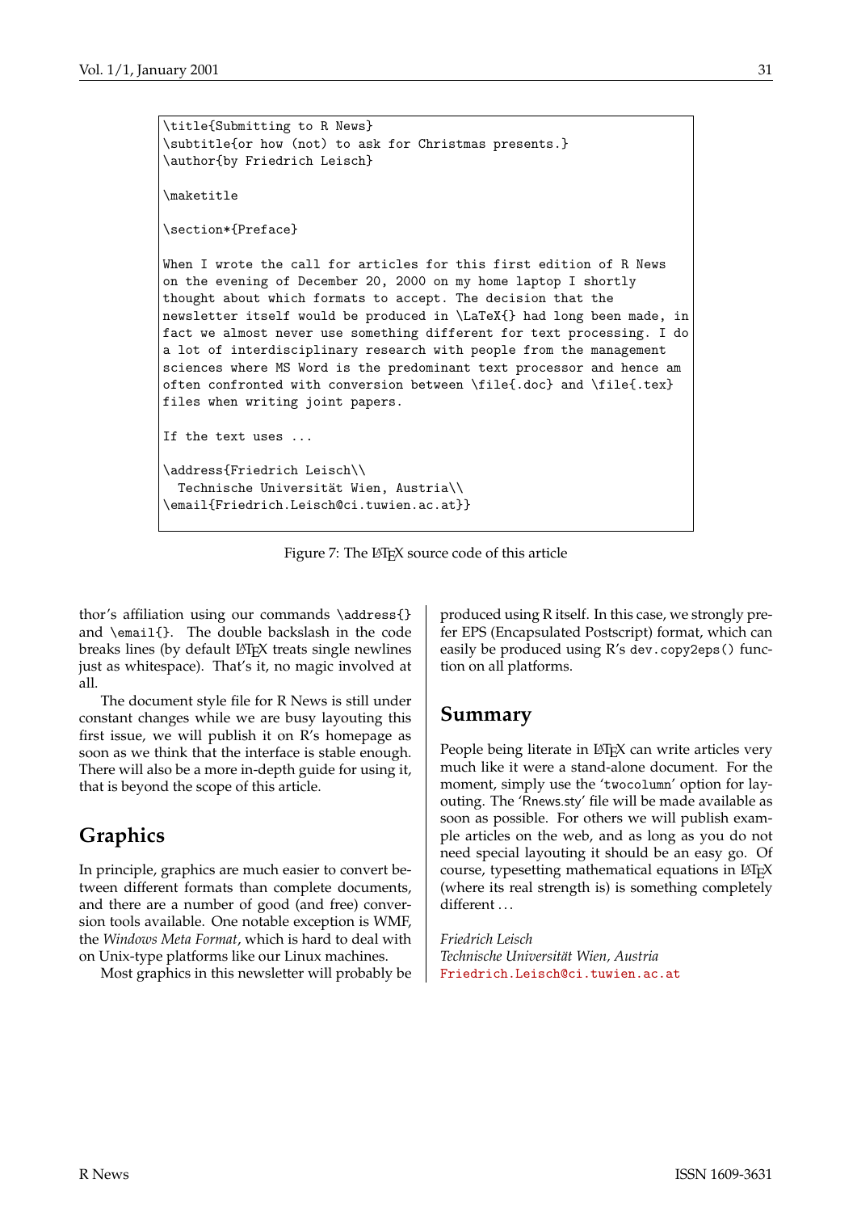```
\title{Submitting to R News}
\subtitle{or how (not) to ask for Christmas presents.}
\author{by Friedrich Leisch}

\maketitle

\section*{Preface}

When I wrote the call for articles for this first edition of R News
on the evening of December 20, 2000 on my home laptop I shortly
thought about which formats to accept. The decision that the
newsletter itself would be produced in \LaTeX{} had long been made, in
fact we almost never use something different for text processing. I do
a lot of interdisciplinary research with people from the management
sciences where MS Word is the predominant text processor and hence am
often confronted with conversion between \file{.doc} and \file{.tex}
files when writing joint papers.

If the text uses ...

\address{Friedrich Leisch\\
  Technische Universität Wien, Austria\\
\email{Friedrich.Leisch@ci.tuwien.ac.at}}
```

Figure 7: The LaTeX source code of this article

thor's affiliation using our commands `\address{}` and `\email{}`. The double backslash in the code breaks lines (by default LaTeX treats single newlines just as whitespace). That's it, no magic involved at all.

The document style file for R News is still under constant changes while we are busy layouting this first issue, we will publish it on R's homepage as soon as we think that the interface is stable enough. There will also be a more in-depth guide for using it, that is beyond the scope of this article.

## Graphics

In principle, graphics are much easier to convert between different formats than complete documents, and there are a number of good (and free) conversion tools available. One notable exception is WMF, the *Windows Meta Format*, which is hard to deal with on Unix-type platforms like our Linux machines.

Most graphics in this newsletter will probably be produced using R itself. In this case, we strongly prefer EPS (Encapsulated Postscript) format, which can easily be produced using R's `dev.copy2eps()` function on all platforms.

## Summary

People being literate in LaTeX can write articles very much like it were a stand-alone document. For the moment, simply use the '`twocolumn`' option for layouting. The 'Rnews.sty' file will be made available as soon as possible. For others we will publish example articles on the web, and as long as you do not need special layouting it should be an easy go. Of course, typesetting mathematical equations in LaTeX (where its real strength is) is something completely different ...

*Friedrich Leisch*
*Technische Universität Wien, Austria*
Friedrich.Leisch@ci.tuwien.ac.at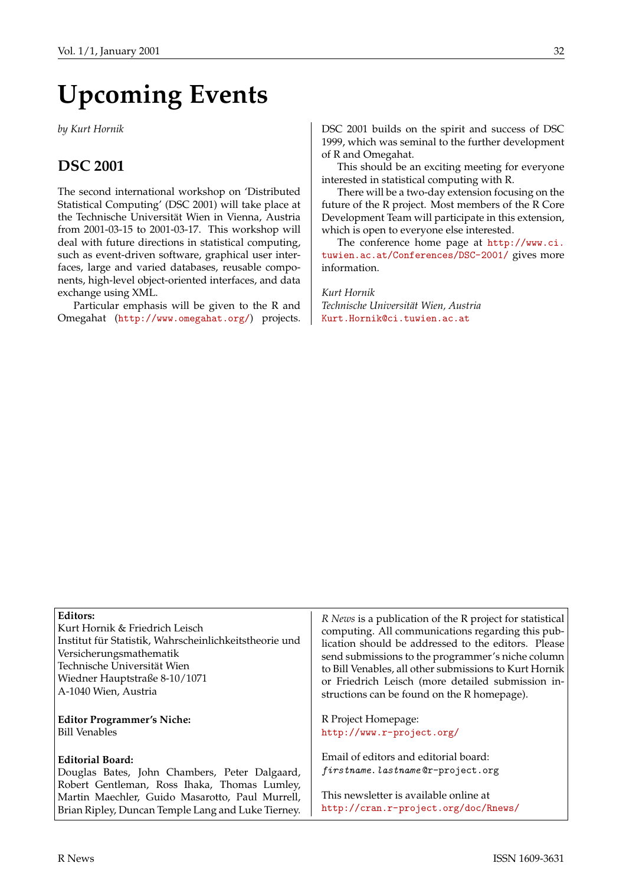# Upcoming Events

*by Kurt Hornik*

## DSC 2001

The second international workshop on 'Distributed Statistical Computing' (DSC 2001) will take place at the Technische Universität Wien in Vienna, Austria from 2001-03-15 to 2001-03-17. This workshop will deal with future directions in statistical computing, such as event-driven software, graphical user interfaces, large and varied databases, reusable components, high-level object-oriented interfaces, and data exchange using XML.

Particular emphasis will be given to the R and Omegahat (http://www.omegahat.org/) projects. DSC 2001 builds on the spirit and success of DSC 1999, which was seminal to the further development of R and Omegahat.

This should be an exciting meeting for everyone interested in statistical computing with R.

There will be a two-day extension focusing on the future of the R project. Most members of the R Core Development Team will participate in this extension, which is open to everyone else interested.

The conference home page at http://www.ci.tuwien.ac.at/Conferences/DSC-2001/ gives more information.

*Kurt Hornik*
*Technische Universität Wien, Austria*
Kurt.Hornik@ci.tuwien.ac.at

---

**Editors:**
Kurt Hornik & Friedrich Leisch
Institut für Statistik, Wahrscheinlichkeitstheorie und Versicherungsmathematik
Technische Universität Wien
Wiedner Hauptstraße 8-10/1071
A-1040 Wien, Austria

**Editor Programmer's Niche:**
Bill Venables

**Editorial Board:**
Douglas Bates, John Chambers, Peter Dalgaard, Robert Gentleman, Ross Ihaka, Thomas Lumley, Martin Maechler, Guido Masarotto, Paul Murrell, Brian Ripley, Duncan Temple Lang and Luke Tierney.

*R News* is a publication of the R project for statistical computing. All communications regarding this publication should be addressed to the editors. Please send submissions to the programmer's niche column to Bill Venables, all other submissions to Kurt Hornik or Friedrich Leisch (more detailed submission instructions can be found on the R homepage).

R Project Homepage:
http://www.r-project.org/

Email of editors and editorial board:
*firstname.lastname*@r-project.org

This newsletter is available online at
http://cran.r-project.org/doc/Rnews/